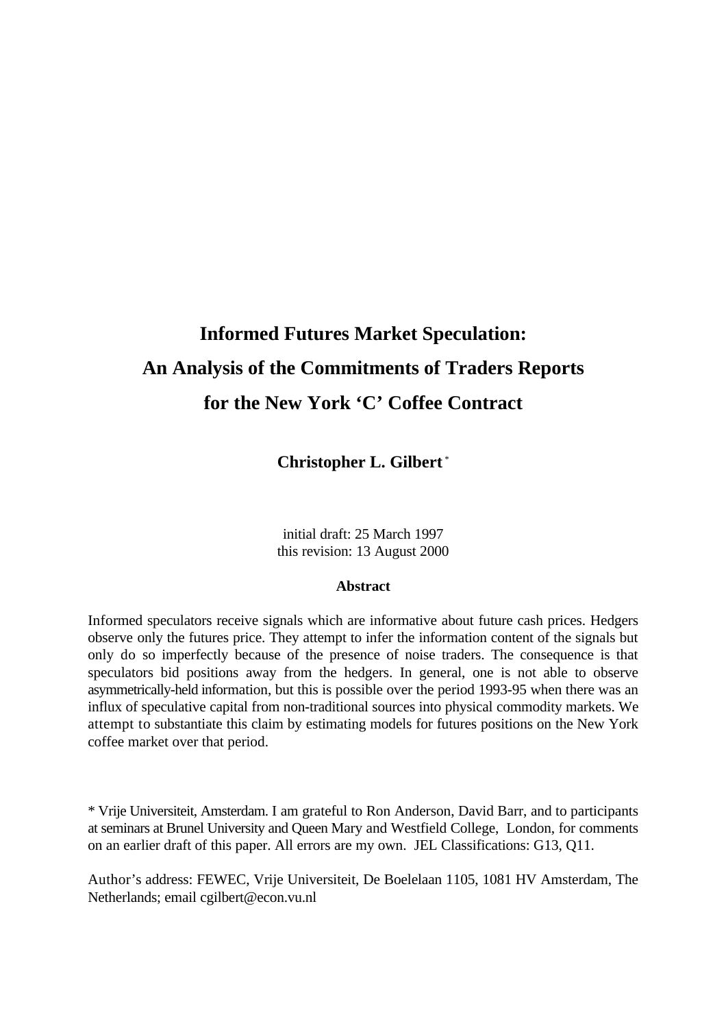# Informed Futures Market Speculation: An Analysis of the Commitments of Traders Reports for the New York 'C' Coffee Contract

**Christopher L. Gilbert** *

initial draft: 25 March 1997
this revision: 13 August 2000

**Abstract**

Informed speculators receive signals which are informative about future cash prices. Hedgers observe only the futures price. They attempt to infer the information content of the signals but only do so imperfectly because of the presence of noise traders. The consequence is that speculators bid positions away from the hedgers. In general, one is not able to observe asymmetrically-held information, but this is possible over the period 1993-95 when there was an influx of speculative capital from non-traditional sources into physical commodity markets. We attempt to substantiate this claim by estimating models for futures positions on the New York coffee market over that period.

\* Vrije Universiteit, Amsterdam. I am grateful to Ron Anderson, David Barr, and to participants at seminars at Brunel University and Queen Mary and Westfield College, London, for comments on an earlier draft of this paper. All errors are my own. JEL Classifications: G13, Q11.

Author's address: FEWEC, Vrije Universiteit, De Boelelaan 1105, 1081 HV Amsterdam, The Netherlands; email cgilbert@econ.vu.nl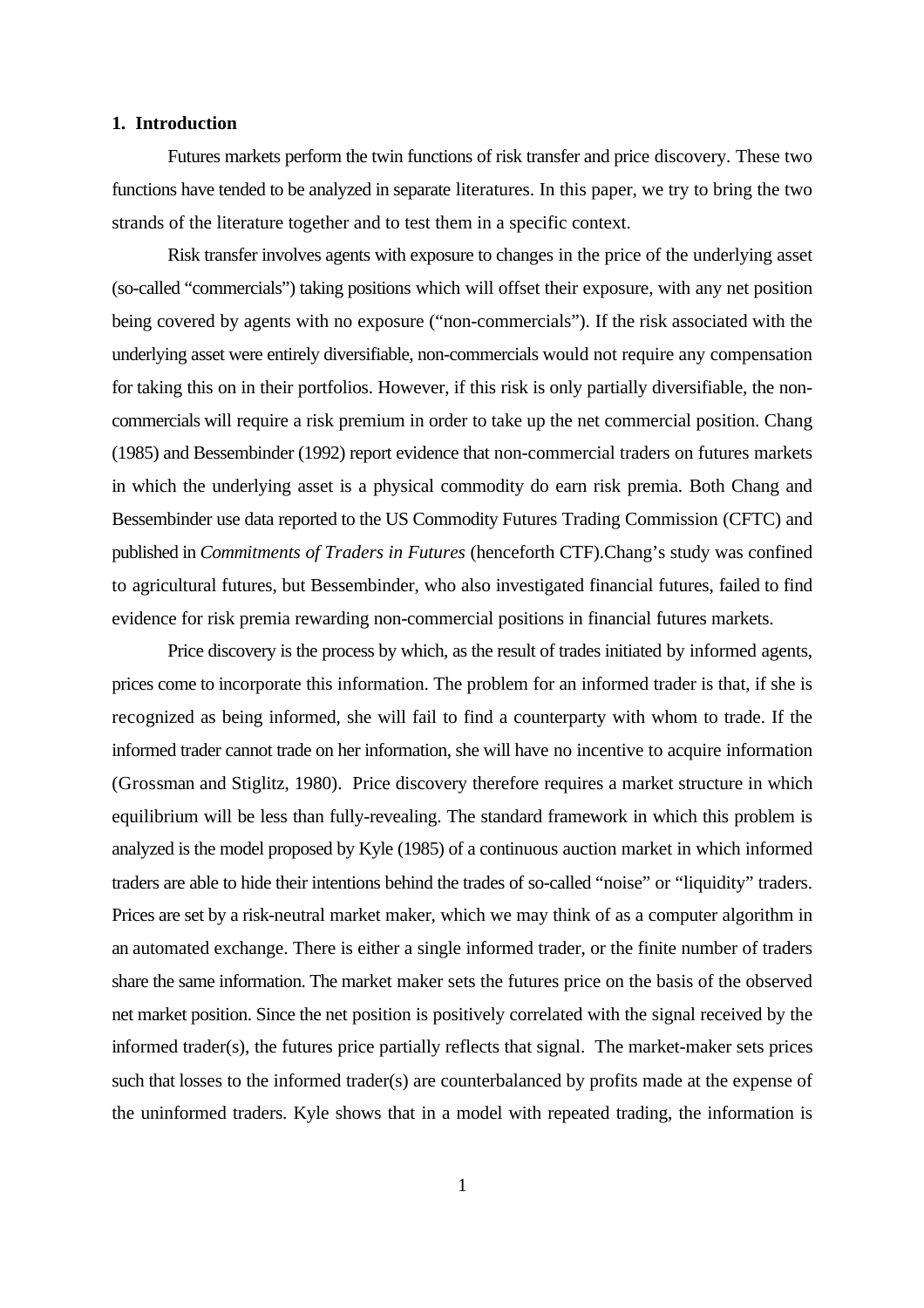## 1. Introduction

Futures markets perform the twin functions of risk transfer and price discovery. These two functions have tended to be analyzed in separate literatures. In this paper, we try to bring the two strands of the literature together and to test them in a specific context.

Risk transfer involves agents with exposure to changes in the price of the underlying asset (so-called "commercials") taking positions which will offset their exposure, with any net position being covered by agents with no exposure ("non-commercials"). If the risk associated with the underlying asset were entirely diversifiable, non-commercials would not require any compensation for taking this on in their portfolios. However, if this risk is only partially diversifiable, the non-commercials will require a risk premium in order to take up the net commercial position. Chang (1985) and Bessembinder (1992) report evidence that non-commercial traders on futures markets in which the underlying asset is a physical commodity do earn risk premia. Both Chang and Bessembinder use data reported to the US Commodity Futures Trading Commission (CFTC) and published in *Commitments of Traders in Futures* (henceforth CTF).Chang's study was confined to agricultural futures, but Bessembinder, who also investigated financial futures, failed to find evidence for risk premia rewarding non-commercial positions in financial futures markets.

Price discovery is the process by which, as the result of trades initiated by informed agents, prices come to incorporate this information. The problem for an informed trader is that, if she is recognized as being informed, she will fail to find a counterparty with whom to trade. If the informed trader cannot trade on her information, she will have no incentive to acquire information (Grossman and Stiglitz, 1980). Price discovery therefore requires a market structure in which equilibrium will be less than fully-revealing. The standard framework in which this problem is analyzed is the model proposed by Kyle (1985) of a continuous auction market in which informed traders are able to hide their intentions behind the trades of so-called "noise" or "liquidity" traders. Prices are set by a risk-neutral market maker, which we may think of as a computer algorithm in an automated exchange. There is either a single informed trader, or the finite number of traders share the same information. The market maker sets the futures price on the basis of the observed net market position. Since the net position is positively correlated with the signal received by the informed trader(s), the futures price partially reflects that signal. The market-maker sets prices such that losses to the informed trader(s) are counterbalanced by profits made at the expense of the uninformed traders. Kyle shows that in a model with repeated trading, the information is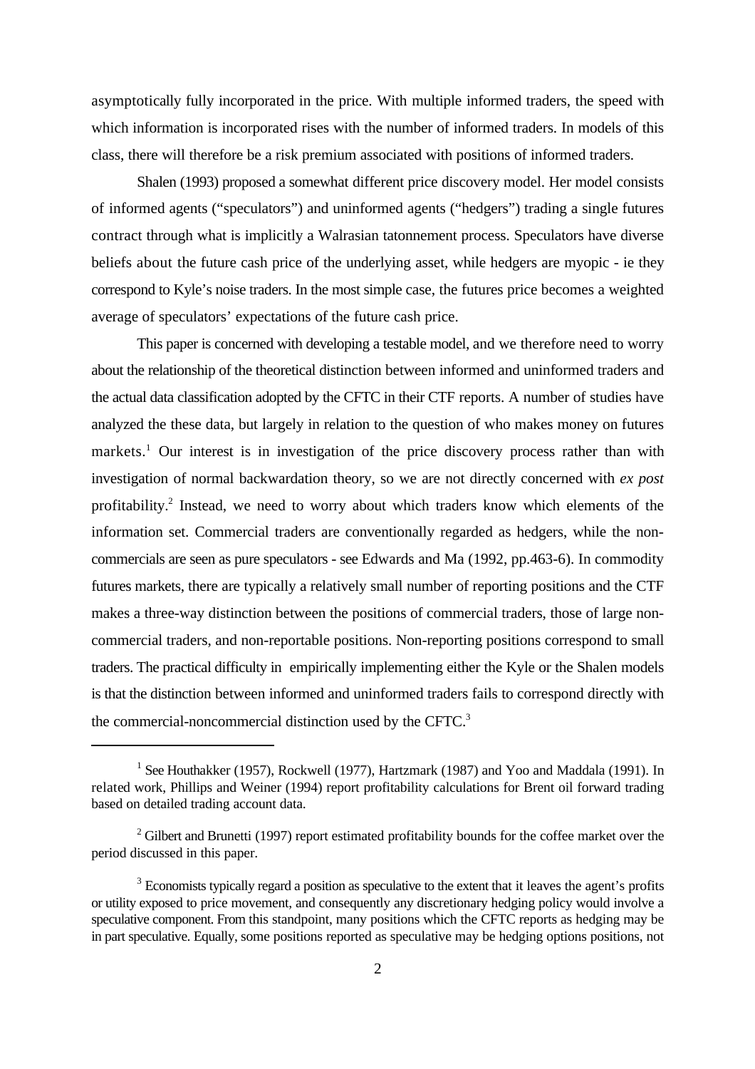asymptotically fully incorporated in the price. With multiple informed traders, the speed with which information is incorporated rises with the number of informed traders. In models of this class, there will therefore be a risk premium associated with positions of informed traders.

Shalen (1993) proposed a somewhat different price discovery model. Her model consists of informed agents ("speculators") and uninformed agents ("hedgers") trading a single futures contract through what is implicitly a Walrasian tatonnement process. Speculators have diverse beliefs about the future cash price of the underlying asset, while hedgers are myopic - ie they correspond to Kyle's noise traders. In the most simple case, the futures price becomes a weighted average of speculators' expectations of the future cash price.

This paper is concerned with developing a testable model, and we therefore need to worry about the relationship of the theoretical distinction between informed and uninformed traders and the actual data classification adopted by the CFTC in their CTF reports. A number of studies have analyzed the these data, but largely in relation to the question of who makes money on futures markets.[1] Our interest is in investigation of the price discovery process rather than with investigation of normal backwardation theory, so we are not directly concerned with *ex post* profitability.[2] Instead, we need to worry about which traders know which elements of the information set. Commercial traders are conventionally regarded as hedgers, while the non-commercials are seen as pure speculators - see Edwards and Ma (1992, pp.463-6). In commodity futures markets, there are typically a relatively small number of reporting positions and the CTF makes a three-way distinction between the positions of commercial traders, those of large non-commercial traders, and non-reportable positions. Non-reporting positions correspond to small traders. The practical difficulty in empirically implementing either the Kyle or the Shalen models is that the distinction between informed and uninformed traders fails to correspond directly with the commercial-noncommercial distinction used by the CFTC.[3]

---

[1] See Houthakker (1957), Rockwell (1977), Hartzmark (1987) and Yoo and Maddala (1991). In related work, Phillips and Weiner (1994) report profitability calculations for Brent oil forward trading based on detailed trading account data.

[2] Gilbert and Brunetti (1997) report estimated profitability bounds for the coffee market over the period discussed in this paper.

[3] Economists typically regard a position as speculative to the extent that it leaves the agent's profits or utility exposed to price movement, and consequently any discretionary hedging policy would involve a speculative component. From this standpoint, many positions which the CFTC reports as hedging may be in part speculative. Equally, some positions reported as speculative may be hedging options positions, not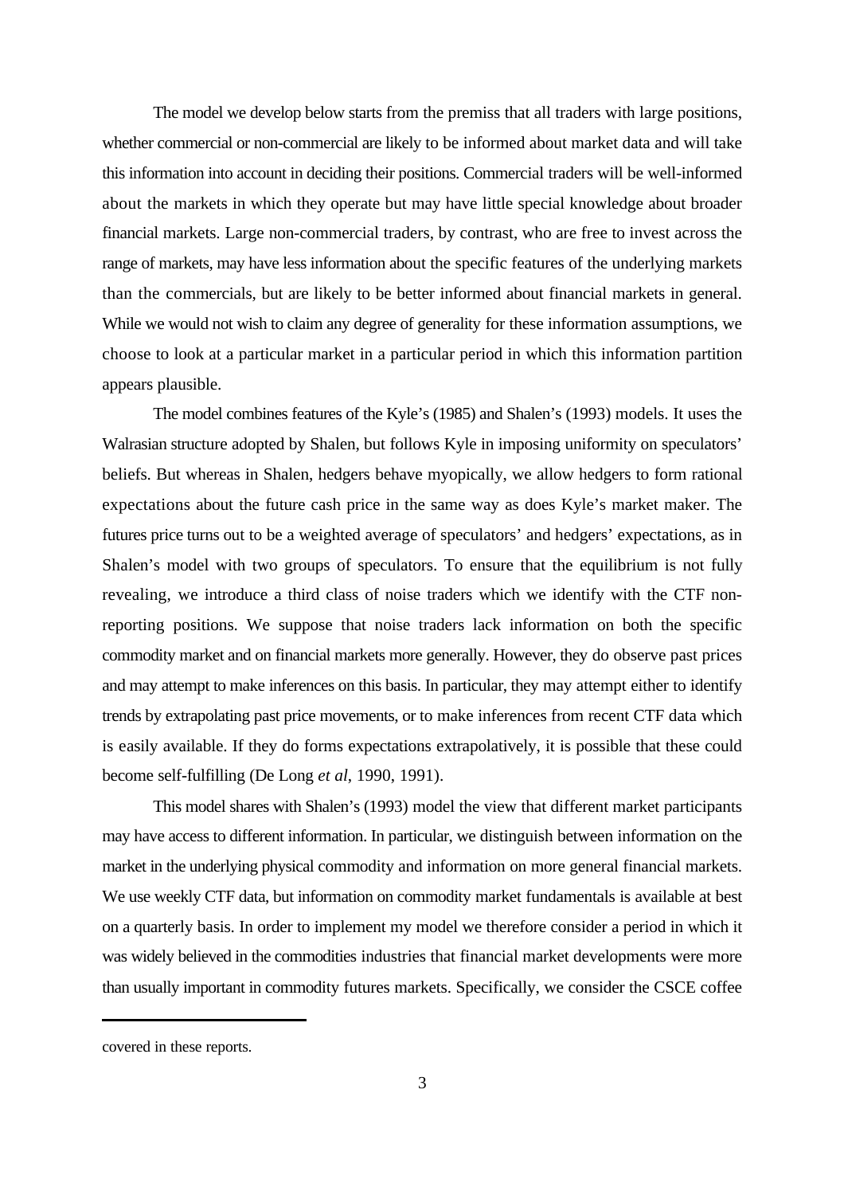The model we develop below starts from the premiss that all traders with large positions, whether commercial or non-commercial are likely to be informed about market data and will take this information into account in deciding their positions. Commercial traders will be well-informed about the markets in which they operate but may have little special knowledge about broader financial markets. Large non-commercial traders, by contrast, who are free to invest across the range of markets, may have less information about the specific features of the underlying markets than the commercials, but are likely to be better informed about financial markets in general. While we would not wish to claim any degree of generality for these information assumptions, we choose to look at a particular market in a particular period in which this information partition appears plausible.

The model combines features of the Kyle's (1985) and Shalen's (1993) models. It uses the Walrasian structure adopted by Shalen, but follows Kyle in imposing uniformity on speculators' beliefs. But whereas in Shalen, hedgers behave myopically, we allow hedgers to form rational expectations about the future cash price in the same way as does Kyle's market maker. The futures price turns out to be a weighted average of speculators' and hedgers' expectations, as in Shalen's model with two groups of speculators. To ensure that the equilibrium is not fully revealing, we introduce a third class of noise traders which we identify with the CTF non-reporting positions. We suppose that noise traders lack information on both the specific commodity market and on financial markets more generally. However, they do observe past prices and may attempt to make inferences on this basis. In particular, they may attempt either to identify trends by extrapolating past price movements, or to make inferences from recent CTF data which is easily available. If they do forms expectations extrapolatively, it is possible that these could become self-fulfilling (De Long *et al*, 1990, 1991).

This model shares with Shalen's (1993) model the view that different market participants may have access to different information. In particular, we distinguish between information on the market in the underlying physical commodity and information on more general financial markets. We use weekly CTF data, but information on commodity market fundamentals is available at best on a quarterly basis. In order to implement my model we therefore consider a period in which it was widely believed in the commodities industries that financial market developments were more than usually important in commodity futures markets. Specifically, we consider the CSCE coffee

---

covered in these reports.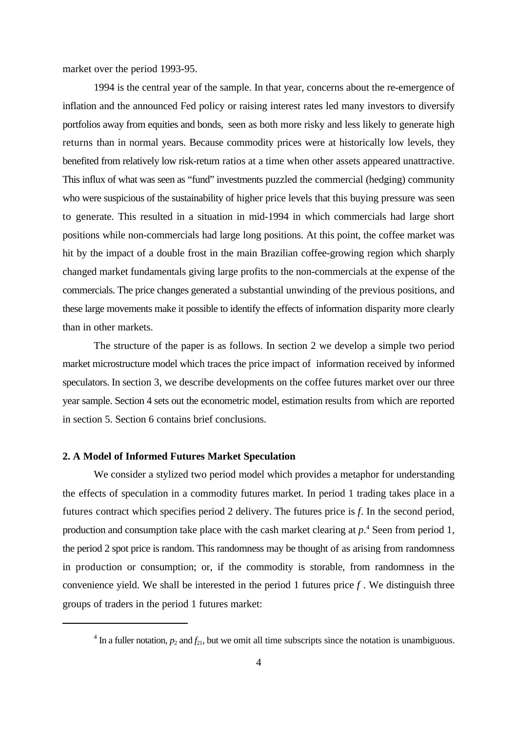market over the period 1993-95.

1994 is the central year of the sample. In that year, concerns about the re-emergence of inflation and the announced Fed policy or raising interest rates led many investors to diversify portfolios away from equities and bonds, seen as both more risky and less likely to generate high returns than in normal years. Because commodity prices were at historically low levels, they benefited from relatively low risk-return ratios at a time when other assets appeared unattractive. This influx of what was seen as "fund" investments puzzled the commercial (hedging) community who were suspicious of the sustainability of higher price levels that this buying pressure was seen to generate. This resulted in a situation in mid-1994 in which commercials had large short positions while non-commercials had large long positions. At this point, the coffee market was hit by the impact of a double frost in the main Brazilian coffee-growing region which sharply changed market fundamentals giving large profits to the non-commercials at the expense of the commercials. The price changes generated a substantial unwinding of the previous positions, and these large movements make it possible to identify the effects of information disparity more clearly than in other markets.

The structure of the paper is as follows. In section 2 we develop a simple two period market microstructure model which traces the price impact of information received by informed speculators. In section 3, we describe developments on the coffee futures market over our three year sample. Section 4 sets out the econometric model, estimation results from which are reported in section 5. Section 6 contains brief conclusions.

## 2. A Model of Informed Futures Market Speculation

We consider a stylized two period model which provides a metaphor for understanding the effects of speculation in a commodity futures market. In period 1 trading takes place in a futures contract which specifies period 2 delivery. The futures price is $f$. In the second period, production and consumption take place with the cash market clearing at $p$.[4] Seen from period 1, the period 2 spot price is random. This randomness may be thought of as arising from randomness in production or consumption; or, if the commodity is storable, from randomness in the convenience yield. We shall be interested in the period 1 futures price $f$. We distinguish three groups of traders in the period 1 futures market:

[4] In a fuller notation, $p_2$ and $f_{21}$, but we omit all time subscripts since the notation is unambiguous.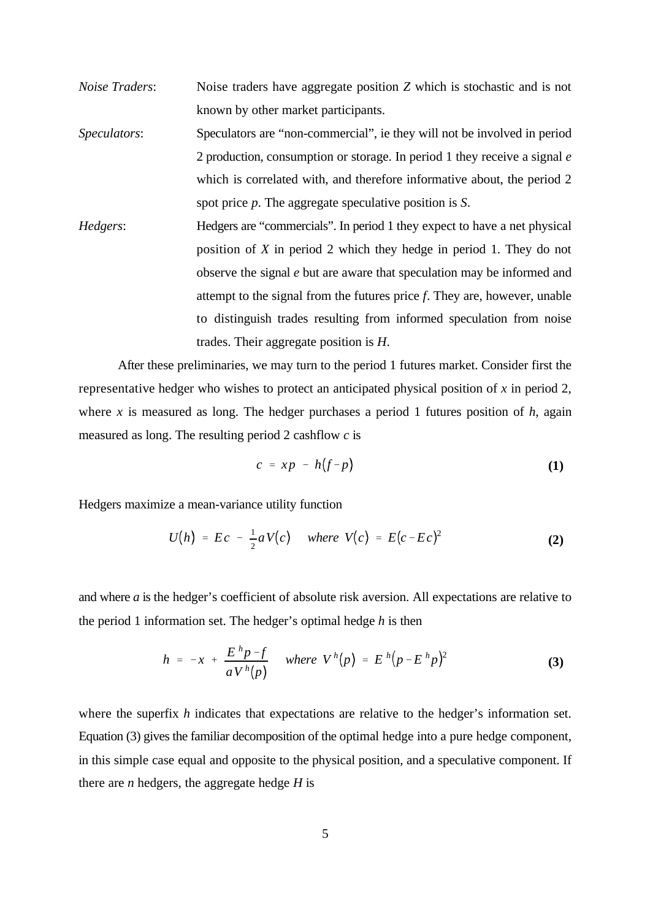*Noise Traders*: Noise traders have aggregate position $Z$ which is stochastic and is not known by other market participants.

*Speculators*: Speculators are "non-commercial", ie they will not be involved in period 2 production, consumption or storage. In period 1 they receive a signal $e$ which is correlated with, and therefore informative about, the period 2 spot price $p$. The aggregate speculative position is $S$.

*Hedgers*: Hedgers are "commercials". In period 1 they expect to have a net physical position of $X$ in period 2 which they hedge in period 1. They do not observe the signal $e$ but are aware that speculation may be informed and attempt to the signal from the futures price $f$. They are, however, unable to distinguish trades resulting from informed speculation from noise trades. Their aggregate position is $H$.

After these preliminaries, we may turn to the period 1 futures market. Consider first the representative hedger who wishes to protect an anticipated physical position of $x$ in period 2, where $x$ is measured as long. The hedger purchases a period 1 futures position of $h$, again measured as long. The resulting period 2 cashflow $c$ is

$$c = xp - h(f - p) \tag{1}$$

Hedgers maximize a mean-variance utility function

$$U(h) = Ec - \tfrac{1}{2}aV(c) \quad \text{where } V(c) = E(c - Ec)^2 \tag{2}$$

and where $a$ is the hedger's coefficient of absolute risk aversion. All expectations are relative to the period 1 information set. The hedger's optimal hedge $h$ is then

$$h = -x + \frac{E^h p - f}{aV^h(p)} \quad \text{where } V^h(p) = E^h(p - E^h p)^2 \tag{3}$$

where the superfix $h$ indicates that expectations are relative to the hedger's information set. Equation (3) gives the familiar decomposition of the optimal hedge into a pure hedge component, in this simple case equal and opposite to the physical position, and a speculative component. If there are $n$ hedgers, the aggregate hedge $H$ is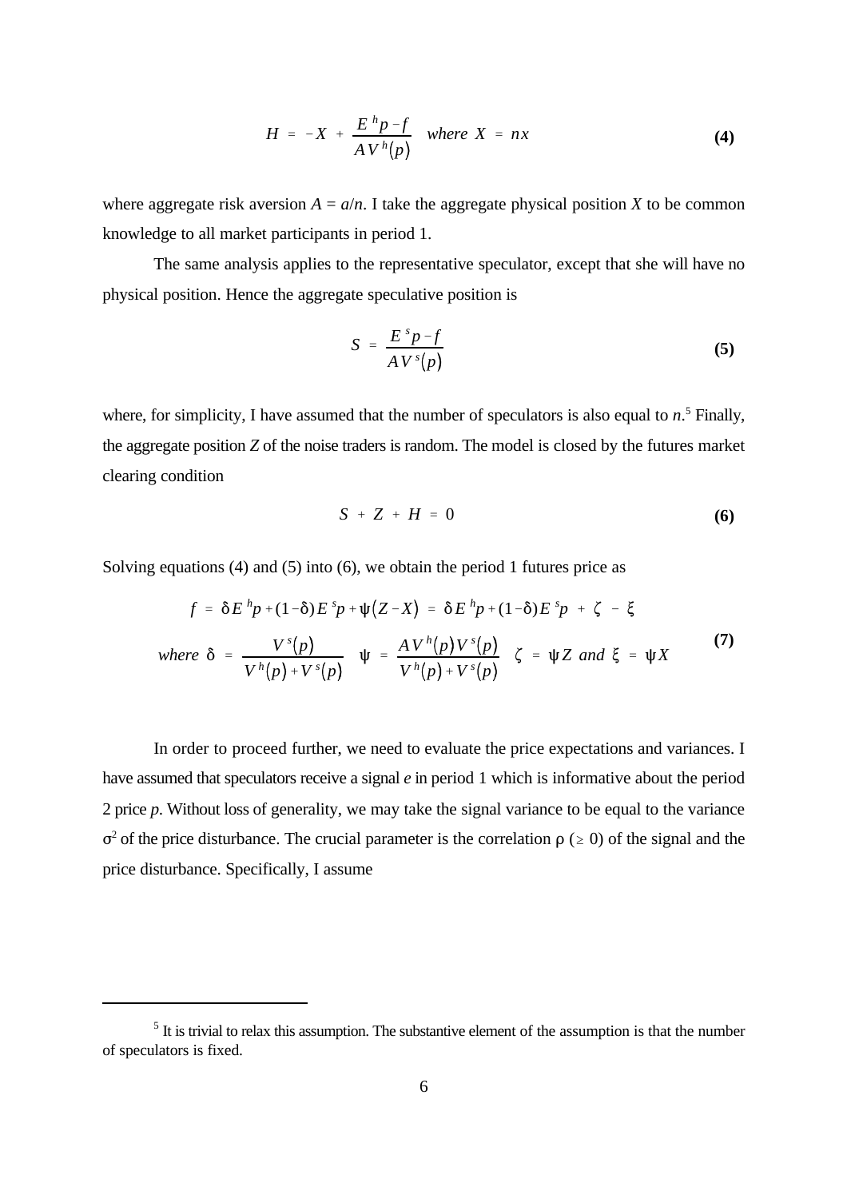$$H = -X + \frac{E^{h}p - f}{AV^{h}(p)} \quad where \ X = nx \tag{4}$$

where aggregate risk aversion $A = a/n$. I take the aggregate physical position $X$ to be common knowledge to all market participants in period 1.

The same analysis applies to the representative speculator, except that she will have no physical position. Hence the aggregate speculative position is

$$S = \frac{E^{s}p - f}{AV^{s}(p)} \tag{5}$$

where, for simplicity, I have assumed that the number of speculators is also equal to $n$.[5] Finally, the aggregate position $Z$ of the noise traders is random. The model is closed by the futures market clearing condition

$$S + Z + H = 0 \tag{6}$$

Solving equations (4) and (5) into (6), we obtain the period 1 futures price as

$$\begin{aligned} f &= \delta E^{h}p + (1-\delta)E^{s}p + \psi(Z - X) = \delta E^{h}p + (1-\delta)E^{s}p + \zeta - \xi \\ where \ \delta &= \frac{V^{s}(p)}{V^{h}(p) + V^{s}(p)} \quad \psi = \frac{AV^{h}(p)V^{s}(p)}{V^{h}(p) + V^{s}(p)} \quad \zeta = \psi Z \ and \ \xi = \psi X \end{aligned} \tag{7}$$

In order to proceed further, we need to evaluate the price expectations and variances. I have assumed that speculators receive a signal $e$ in period 1 which is informative about the period 2 price $p$. Without loss of generality, we may take the signal variance to be equal to the variance $\sigma^2$ of the price disturbance. The crucial parameter is the correlation $\rho$ ($\geq 0$) of the signal and the price disturbance. Specifically, I assume

---

[5] It is trivial to relax this assumption. The substantive element of the assumption is that the number of speculators is fixed.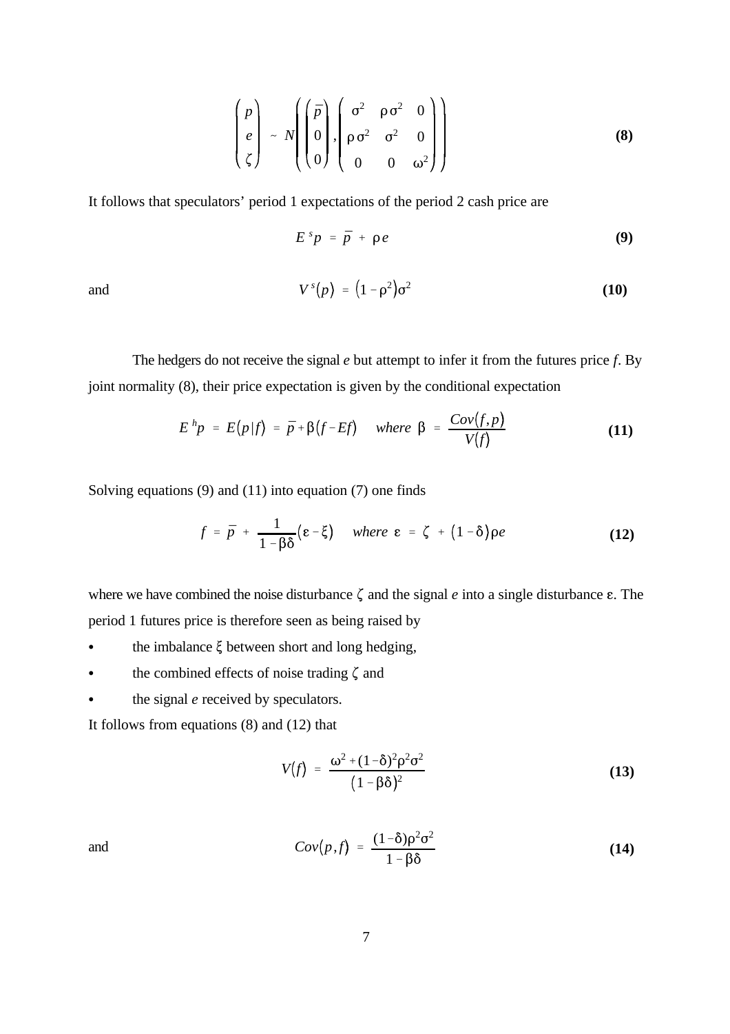$$\begin{pmatrix} p \\ e \\ \zeta \end{pmatrix} \sim N\left( \begin{pmatrix} \bar{p} \\ 0 \\ 0 \end{pmatrix}, \begin{pmatrix} \sigma^2 & \rho\sigma^2 & 0 \\ \rho\sigma^2 & \sigma^2 & 0 \\ 0 & 0 & \omega^2 \end{pmatrix} \right) \tag{8}$$

It follows that speculators' period 1 expectations of the period 2 cash price are

$$E^s p = \bar{p} + \rho e \tag{9}$$

and

$$V^s(p) = \left(1 - \rho^2\right)\sigma^2 \tag{10}$$

The hedgers do not receive the signal $e$ but attempt to infer it from the futures price $f$. By joint normality (8), their price expectation is given by the conditional expectation

$$E^h p = E(p|f) = \bar{p} + \beta(f - Ef) \quad where \;\; \beta = \frac{Cov(f,p)}{V(f)} \tag{11}$$

Solving equations (9) and (11) into equation (7) one finds

$$f = \bar{p} + \frac{1}{1 - \beta\delta}(\varepsilon - \xi) \quad where \;\; \varepsilon = \zeta + (1 - \delta)\rho e \tag{12}$$

where we have combined the noise disturbance $\zeta$ and the signal $e$ into a single disturbance $\varepsilon$. The period 1 futures price is therefore seen as being raised by

- the imbalance $\xi$ between short and long hedging,
- the combined effects of noise trading $\zeta$ and
- the signal $e$ received by speculators.

It follows from equations (8) and (12) that

$$V(f) = \frac{\omega^2 + (1-\delta)^2\rho^2\sigma^2}{(1 - \beta\delta)^2} \tag{13}$$

and

$$Cov(p,f) = \frac{(1-\delta)\rho^2\sigma^2}{1 - \beta\delta} \tag{14}$$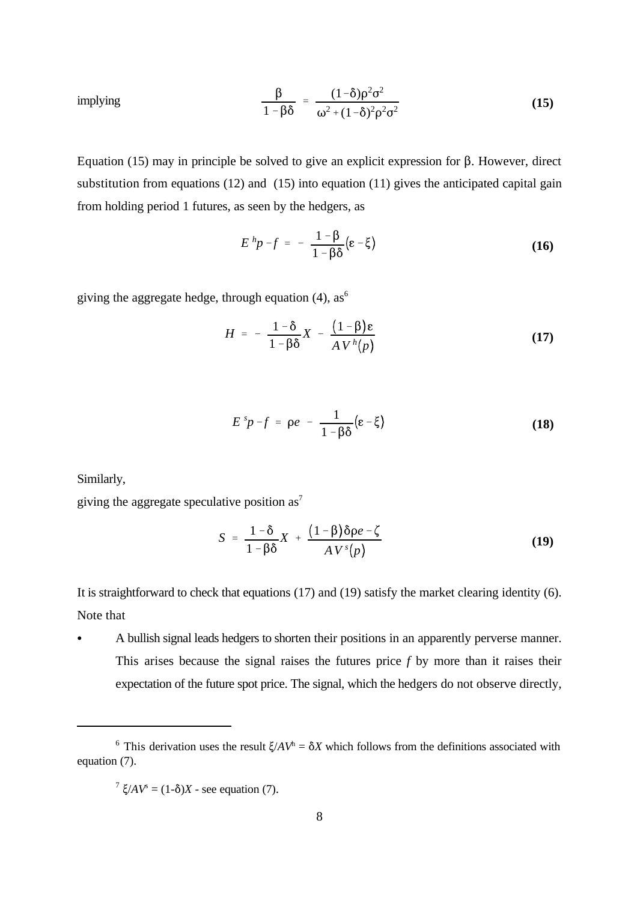implying

$$\frac{\beta}{1-\beta\delta} = \frac{(1-\delta)\rho^2\sigma^2}{\omega^2+(1-\delta)^2\rho^2\sigma^2} \tag{15}$$

Equation (15) may in principle be solved to give an explicit expression for β. However, direct substitution from equations (12) and (15) into equation (11) gives the anticipated capital gain from holding period 1 futures, as seen by the hedgers, as

$$E^h p - f = -\frac{1-\beta}{1-\beta\delta}(\varepsilon-\xi) \tag{16}$$

giving the aggregate hedge, through equation (4), as[6]

$$H = -\frac{1-\delta}{1-\beta\delta}X - \frac{(1-\beta)\varepsilon}{AV^h(p)} \tag{17}$$

$$E^s p - f = \rho e - \frac{1}{1-\beta\delta}(\varepsilon-\xi) \tag{18}$$

Similarly,

giving the aggregate speculative position as[7]

$$S = \frac{1-\delta}{1-\beta\delta}X + \frac{(1-\beta)\delta\rho e-\zeta}{AV^s(p)} \tag{19}$$

It is straightforward to check that equations (17) and (19) satisfy the market clearing identity (6). Note that

- A bullish signal leads hedgers to shorten their positions in an apparently perverse manner. This arises because the signal raises the futures price $f$ by more than it raises their expectation of the future spot price. The signal, which the hedgers do not observe directly,

---

[6] This derivation uses the result $\xi/AV^h = \delta X$ which follows from the definitions associated with equation (7).

[7] $\xi/AV^s = (1-\delta)X$ - see equation (7).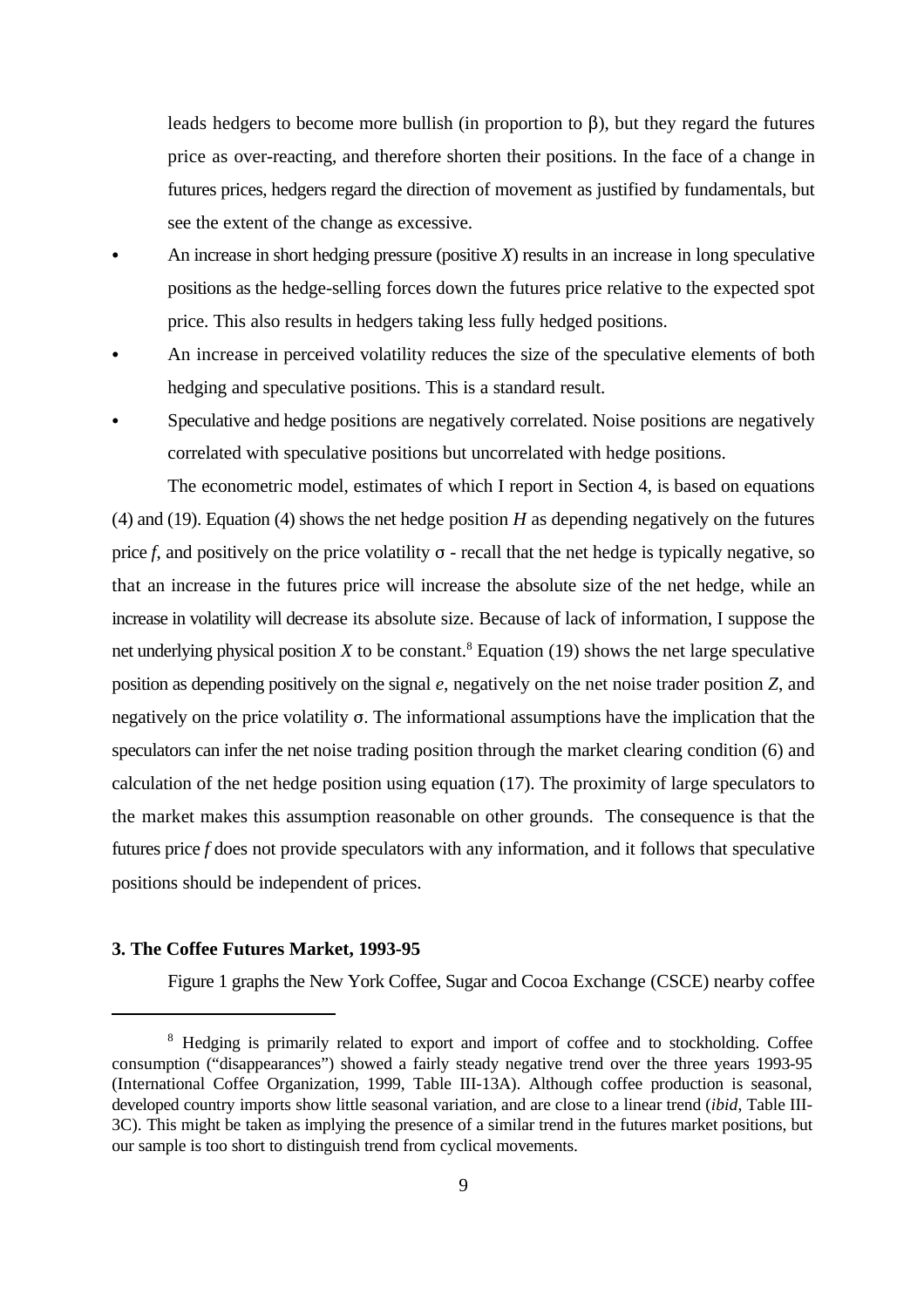leads hedgers to become more bullish (in proportion to $\beta$), but they regard the futures price as over-reacting, and therefore shorten their positions. In the face of a change in futures prices, hedgers regard the direction of movement as justified by fundamentals, but see the extent of the change as excessive.

- An increase in short hedging pressure (positive $X$) results in an increase in long speculative positions as the hedge-selling forces down the futures price relative to the expected spot price. This also results in hedgers taking less fully hedged positions.
- An increase in perceived volatility reduces the size of the speculative elements of both hedging and speculative positions. This is a standard result.
- Speculative and hedge positions are negatively correlated. Noise positions are negatively correlated with speculative positions but uncorrelated with hedge positions.

The econometric model, estimates of which I report in Section 4, is based on equations (4) and (19). Equation (4) shows the net hedge position $H$ as depending negatively on the futures price $f$, and positively on the price volatility $\sigma$ - recall that the net hedge is typically negative, so that an increase in the futures price will increase the absolute size of the net hedge, while an increase in volatility will decrease its absolute size. Because of lack of information, I suppose the net underlying physical position $X$ to be constant.[8] Equation (19) shows the net large speculative position as depending positively on the signal $e$, negatively on the net noise trader position $Z$, and negatively on the price volatility $\sigma$. The informational assumptions have the implication that the speculators can infer the net noise trading position through the market clearing condition (6) and calculation of the net hedge position using equation (17). The proximity of large speculators to the market makes this assumption reasonable on other grounds. The consequence is that the futures price $f$ does not provide speculators with any information, and it follows that speculative positions should be independent of prices.

### 3. The Coffee Futures Market, 1993-95

Figure 1 graphs the New York Coffee, Sugar and Cocoa Exchange (CSCE) nearby coffee

---

[8] Hedging is primarily related to export and import of coffee and to stockholding. Coffee consumption ("disappearances") showed a fairly steady negative trend over the three years 1993-95 (International Coffee Organization, 1999, Table III-13A). Although coffee production is seasonal, developed country imports show little seasonal variation, and are close to a linear trend (*ibid*, Table III-3C). This might be taken as implying the presence of a similar trend in the futures market positions, but our sample is too short to distinguish trend from cyclical movements.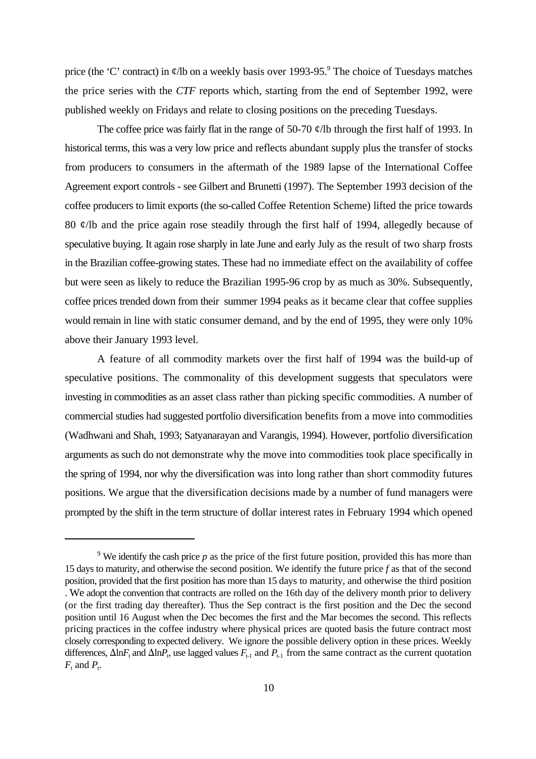price (the 'C' contract) in ¢/lb on a weekly basis over 1993-95.[9] The choice of Tuesdays matches the price series with the *CTF* reports which, starting from the end of September 1992, were published weekly on Fridays and relate to closing positions on the preceding Tuesdays.

The coffee price was fairly flat in the range of 50-70 ¢/lb through the first half of 1993. In historical terms, this was a very low price and reflects abundant supply plus the transfer of stocks from producers to consumers in the aftermath of the 1989 lapse of the International Coffee Agreement export controls - see Gilbert and Brunetti (1997). The September 1993 decision of the coffee producers to limit exports (the so-called Coffee Retention Scheme) lifted the price towards 80 ¢/lb and the price again rose steadily through the first half of 1994, allegedly because of speculative buying. It again rose sharply in late June and early July as the result of two sharp frosts in the Brazilian coffee-growing states. These had no immediate effect on the availability of coffee but were seen as likely to reduce the Brazilian 1995-96 crop by as much as 30%. Subsequently, coffee prices trended down from their summer 1994 peaks as it became clear that coffee supplies would remain in line with static consumer demand, and by the end of 1995, they were only 10% above their January 1993 level.

A feature of all commodity markets over the first half of 1994 was the build-up of speculative positions. The commonality of this development suggests that speculators were investing in commodities as an asset class rather than picking specific commodities. A number of commercial studies had suggested portfolio diversification benefits from a move into commodities (Wadhwani and Shah, 1993; Satyanarayan and Varangis, 1994). However, portfolio diversification arguments as such do not demonstrate why the move into commodities took place specifically in the spring of 1994, nor why the diversification was into long rather than short commodity futures positions. We argue that the diversification decisions made by a number of fund managers were prompted by the shift in the term structure of dollar interest rates in February 1994 which opened

---

[9] We identify the cash price $p$ as the price of the first future position, provided this has more than 15 days to maturity, and otherwise the second position. We identify the future price $f$ as that of the second position, provided that the first position has more than 15 days to maturity, and otherwise the third position . We adopt the convention that contracts are rolled on the 16th day of the delivery month prior to delivery (or the first trading day thereafter). Thus the Sep contract is the first position and the Dec the second position until 16 August when the Dec becomes the first and the Mar becomes the second. This reflects pricing practices in the coffee industry where physical prices are quoted basis the future contract most closely corresponding to expected delivery. We ignore the possible delivery option in these prices. Weekly differences, $\Delta \ln F_t$ and $\Delta \ln P_t$, use lagged values $F_{t-1}$ and $P_{t-1}$ from the same contract as the current quotation $F_t$ and $P_t$.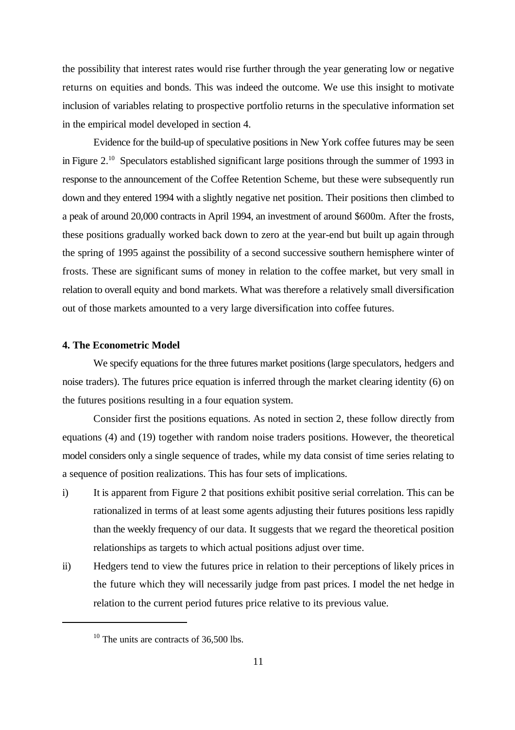the possibility that interest rates would rise further through the year generating low or negative returns on equities and bonds. This was indeed the outcome. We use this insight to motivate inclusion of variables relating to prospective portfolio returns in the speculative information set in the empirical model developed in section 4.

Evidence for the build-up of speculative positions in New York coffee futures may be seen in Figure 2.[10] Speculators established significant large positions through the summer of 1993 in response to the announcement of the Coffee Retention Scheme, but these were subsequently run down and they entered 1994 with a slightly negative net position. Their positions then climbed to a peak of around 20,000 contracts in April 1994, an investment of around \$600m. After the frosts, these positions gradually worked back down to zero at the year-end but built up again through the spring of 1995 against the possibility of a second successive southern hemisphere winter of frosts. These are significant sums of money in relation to the coffee market, but very small in relation to overall equity and bond markets. What was therefore a relatively small diversification out of those markets amounted to a very large diversification into coffee futures.

**4. The Econometric Model**

We specify equations for the three futures market positions (large speculators, hedgers and noise traders). The futures price equation is inferred through the market clearing identity (6) on the futures positions resulting in a four equation system.

Consider first the positions equations. As noted in section 2, these follow directly from equations (4) and (19) together with random noise traders positions. However, the theoretical model considers only a single sequence of trades, while my data consist of time series relating to a sequence of position realizations. This has four sets of implications.

i) It is apparent from Figure 2 that positions exhibit positive serial correlation. This can be rationalized in terms of at least some agents adjusting their futures positions less rapidly than the weekly frequency of our data. It suggests that we regard the theoretical position relationships as targets to which actual positions adjust over time.

ii) Hedgers tend to view the futures price in relation to their perceptions of likely prices in the future which they will necessarily judge from past prices. I model the net hedge in relation to the current period futures price relative to its previous value.

[10] The units are contracts of 36,500 lbs.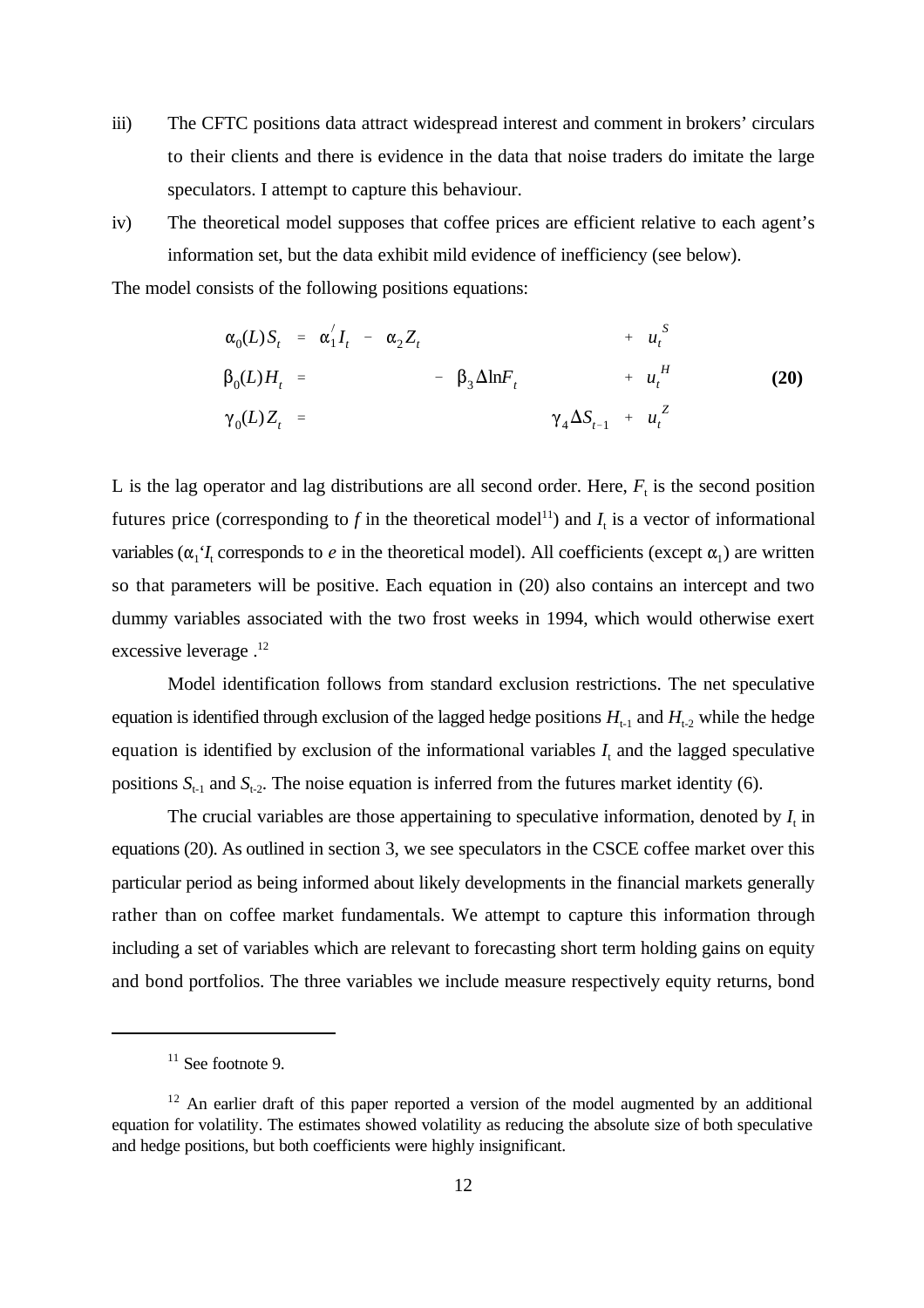iii) The CFTC positions data attract widespread interest and comment in brokers' circulars to their clients and there is evidence in the data that noise traders do imitate the large speculators. I attempt to capture this behaviour.

iv) The theoretical model supposes that coffee prices are efficient relative to each agent's information set, but the data exhibit mild evidence of inefficiency (see below).

The model consists of the following positions equations:

$$
\begin{aligned}
\alpha_0(L)S_t &= \alpha_1^{\prime} I_t - \alpha_2 Z_t + u_t^S \\
\beta_0(L)H_t &= - \beta_3 \Delta \ln F_t + u_t^H \\
\gamma_0(L)Z_t &= \gamma_4 \Delta S_{t-1} + u_t^Z
\end{aligned}
\qquad \textbf{(20)}
$$

L is the lag operator and lag distributions are all second order. Here, $F_t$ is the second position futures price (corresponding to *f* in the theoretical model[11]) and $I_t$ is a vector of informational variables ($\alpha_1{}' I_t$ corresponds to *e* in the theoretical model). All coefficients (except $\alpha_1$) are written so that parameters will be positive. Each equation in (20) also contains an intercept and two dummy variables associated with the two frost weeks in 1994, which would otherwise exert excessive leverage .[12]

Model identification follows from standard exclusion restrictions. The net speculative equation is identified through exclusion of the lagged hedge positions $H_{t-1}$ and $H_{t-2}$ while the hedge equation is identified by exclusion of the informational variables $I_t$ and the lagged speculative positions $S_{t-1}$ and $S_{t-2}$. The noise equation is inferred from the futures market identity (6).

The crucial variables are those appertaining to speculative information, denoted by $I_t$ in equations (20). As outlined in section 3, we see speculators in the CSCE coffee market over this particular period as being informed about likely developments in the financial markets generally rather than on coffee market fundamentals. We attempt to capture this information through including a set of variables which are relevant to forecasting short term holding gains on equity and bond portfolios. The three variables we include measure respectively equity returns, bond

---

[11] See footnote 9.

[12] An earlier draft of this paper reported a version of the model augmented by an additional equation for volatility. The estimates showed volatility as reducing the absolute size of both speculative and hedge positions, but both coefficients were highly insignificant.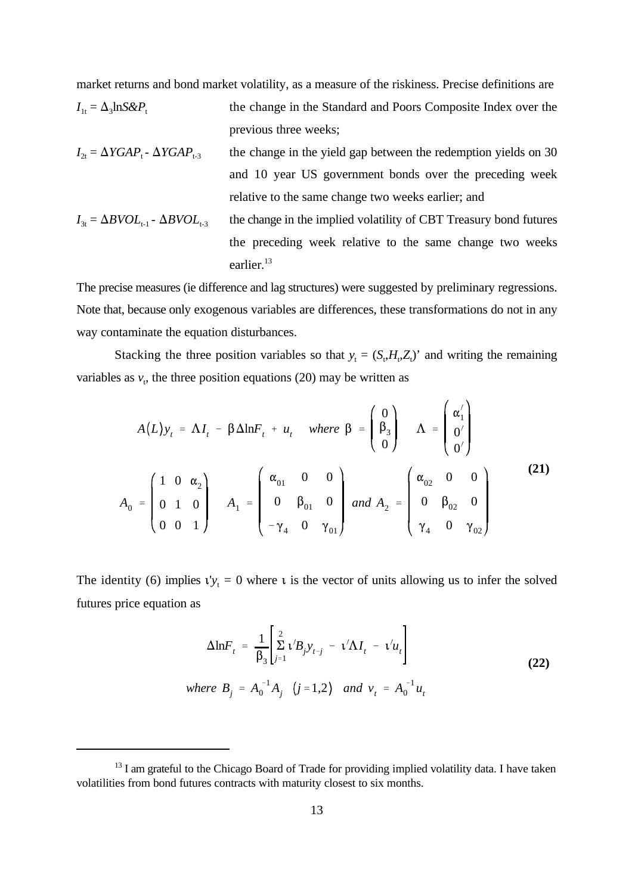market returns and bond market volatility, as a measure of the riskiness. Precise definitions are

$I_{1t} = \Delta_3 \ln S\&P_t$ the change in the Standard and Poors Composite Index over the previous three weeks;

$I_{2t} = \Delta YGAP_t - \Delta YGAP_{t-3}$ the change in the yield gap between the redemption yields on 30 and 10 year US government bonds over the preceding week relative to the same change two weeks earlier; and

$I_{3t} = \Delta BVOL_{t-1} - \Delta BVOL_{t-3}$ the change in the implied volatility of CBT Treasury bond futures the preceding week relative to the same change two weeks earlier.[13]

The precise measures (ie difference and lag structures) were suggested by preliminary regressions. Note that, because only exogenous variables are differences, these transformations do not in any way contaminate the equation disturbances.

Stacking the three position variables so that $y_t = (S_t, H_t, Z_t)'$ and writing the remaining variables as $v_t$, the three position equations (20) may be written as

$$A(L)y_t = \Lambda I_t - \beta \Delta \ln F_t + u_t \quad where \ \beta = \begin{pmatrix} 0 \\ \beta_3 \\ 0 \end{pmatrix} \quad \Lambda = \begin{pmatrix} \alpha_1' \\ 0' \\ 0' \end{pmatrix}$$

$$A_0 = \begin{pmatrix} 1 & 0 & \alpha_2 \\ 0 & 1 & 0 \\ 0 & 0 & 1 \end{pmatrix} \quad A_1 = \begin{pmatrix} \alpha_{01} & 0 & 0 \\ 0 & \beta_{01} & 0 \\ -\gamma_4 & 0 & \gamma_{01} \end{pmatrix} \ and \ A_2 = \begin{pmatrix} \alpha_{02} & 0 & 0 \\ 0 & \beta_{02} & 0 \\ \gamma_4 & 0 & \gamma_{02} \end{pmatrix} \tag{21}$$

The identity (6) implies $\iota' y_t = 0$ where $\iota$ is the vector of units allowing us to infer the solved futures price equation as

$$\Delta \ln F_t = \frac{1}{\beta_3}\left[\sum_{j=1}^{2} \iota' B_j y_{t-j} - \iota' \Lambda I_t - \iota' u_t\right]$$
$$where \ B_j = A_0^{-1} A_j \quad (j = 1,2) \quad and \ v_t = A_0^{-1} u_t \tag{22}$$

[13] I am grateful to the Chicago Board of Trade for providing implied volatility data. I have taken volatilities from bond futures contracts with maturity closest to six months.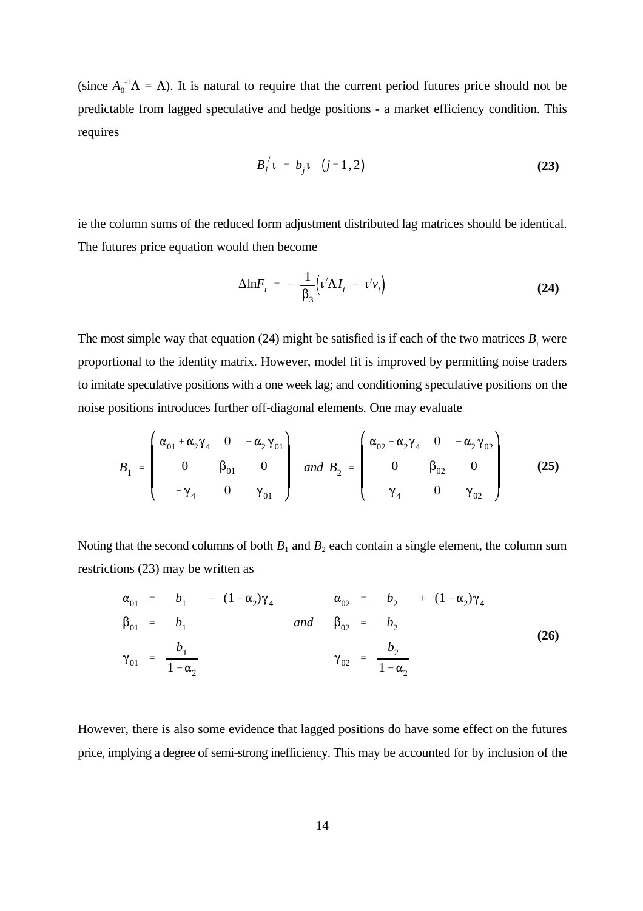(since $A_0^{-1}\Lambda = \Lambda$). It is natural to require that the current period futures price should not be predictable from lagged speculative and hedge positions - a market efficiency condition. This requires

$$B_j^{\prime}\iota \;=\; b_j\iota \quad \left(j = 1, 2\right) \tag{23}$$

ie the column sums of the reduced form adjustment distributed lag matrices should be identical. The futures price equation would then become

$$\Delta \ln F_t \;=\; -\,\frac{1}{\beta_3}\left(\iota^{\prime}\Lambda I_t \;+\; \iota^{\prime}v_t\right) \tag{24}$$

The most simple way that equation (24) might be satisfied is if each of the two matrices $B_j$ were proportional to the identity matrix. However, model fit is improved by permitting noise traders to imitate speculative positions with a one week lag; and conditioning speculative positions on the noise positions introduces further off-diagonal elements. One may evaluate

$$B_1 \;=\; \begin{pmatrix} \alpha_{01} + \alpha_2\gamma_4 & 0 & -\alpha_2\gamma_{01} \\ 0 & \beta_{01} & 0 \\ -\gamma_4 & 0 & \gamma_{01} \end{pmatrix} \quad \textit{and } B_2 \;=\; \begin{pmatrix} \alpha_{02} - \alpha_2\gamma_4 & 0 & -\alpha_2\gamma_{02} \\ 0 & \beta_{02} & 0 \\ \gamma_4 & 0 & \gamma_{02} \end{pmatrix} \tag{25}$$

Noting that the second columns of both $B_1$ and $B_2$ each contain a single element, the column sum restrictions (23) may be written as

$$\begin{array}{lll} \alpha_{01} = b_1 - (1-\alpha_2)\gamma_4 & & \alpha_{02} = b_2 + (1-\alpha_2)\gamma_4 \\ \beta_{01} = b_1 & \textit{and} & \beta_{02} = b_2 \\ \gamma_{01} = \dfrac{b_1}{1-\alpha_2} & & \gamma_{02} = \dfrac{b_2}{1-\alpha_2} \end{array} \tag{26}$$

However, there is also some evidence that lagged positions do have some effect on the futures price, implying a degree of semi-strong inefficiency. This may be accounted for by inclusion of the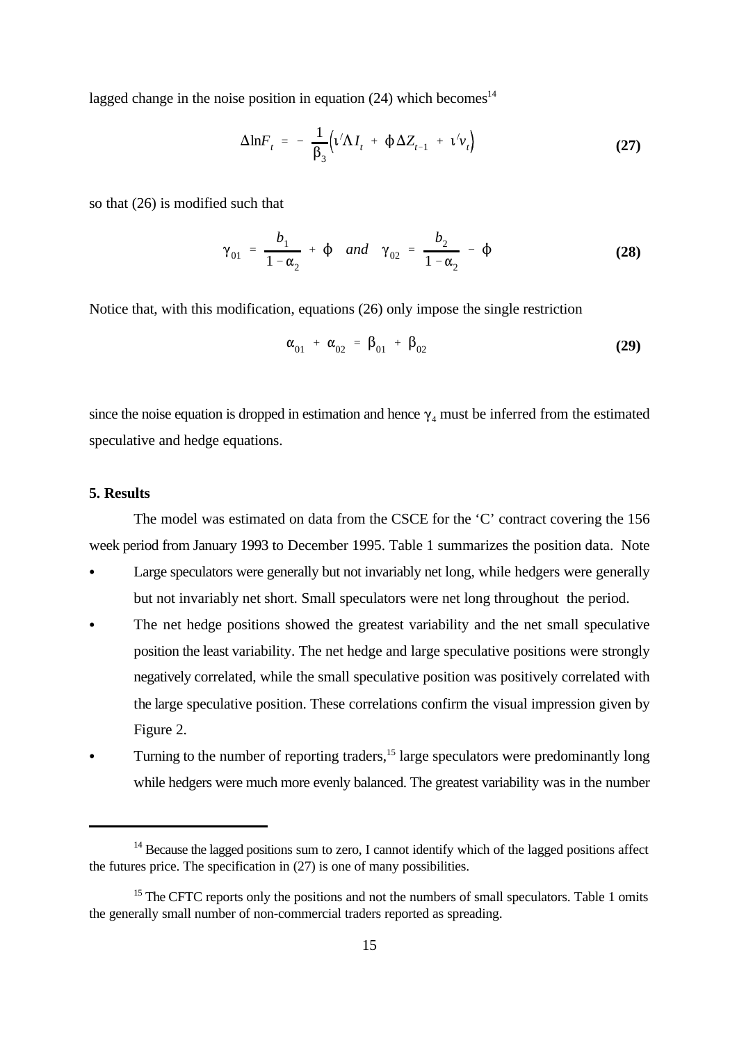lagged change in the noise position in equation (24) which becomes[14]

$$\Delta \ln F_t = -\frac{1}{\beta_3}\left(\iota' \Lambda I_t + \phi \Delta Z_{t-1} + \iota' v_t\right) \tag{27}$$

so that (26) is modified such that

$$\gamma_{01} = \frac{b_1}{1-\alpha_2} + \phi \quad and \quad \gamma_{02} = \frac{b_2}{1-\alpha_2} - \phi \tag{28}$$

Notice that, with this modification, equations (26) only impose the single restriction

$$\alpha_{01} + \alpha_{02} = \beta_{01} + \beta_{02} \tag{29}$$

since the noise equation is dropped in estimation and hence $\gamma_4$ must be inferred from the estimated speculative and hedge equations.

**5. Results**

The model was estimated on data from the CSCE for the 'C' contract covering the 156 week period from January 1993 to December 1995. Table 1 summarizes the position data. Note

- Large speculators were generally but not invariably net long, while hedgers were generally but not invariably net short. Small speculators were net long throughout the period.
- The net hedge positions showed the greatest variability and the net small speculative position the least variability. The net hedge and large speculative positions were strongly negatively correlated, while the small speculative position was positively correlated with the large speculative position. These correlations confirm the visual impression given by Figure 2.
- Turning to the number of reporting traders,[15] large speculators were predominantly long while hedgers were much more evenly balanced. The greatest variability was in the number

---

[14] Because the lagged positions sum to zero, I cannot identify which of the lagged positions affect the futures price. The specification in (27) is one of many possibilities.

[15] The CFTC reports only the positions and not the numbers of small speculators. Table 1 omits the generally small number of non-commercial traders reported as spreading.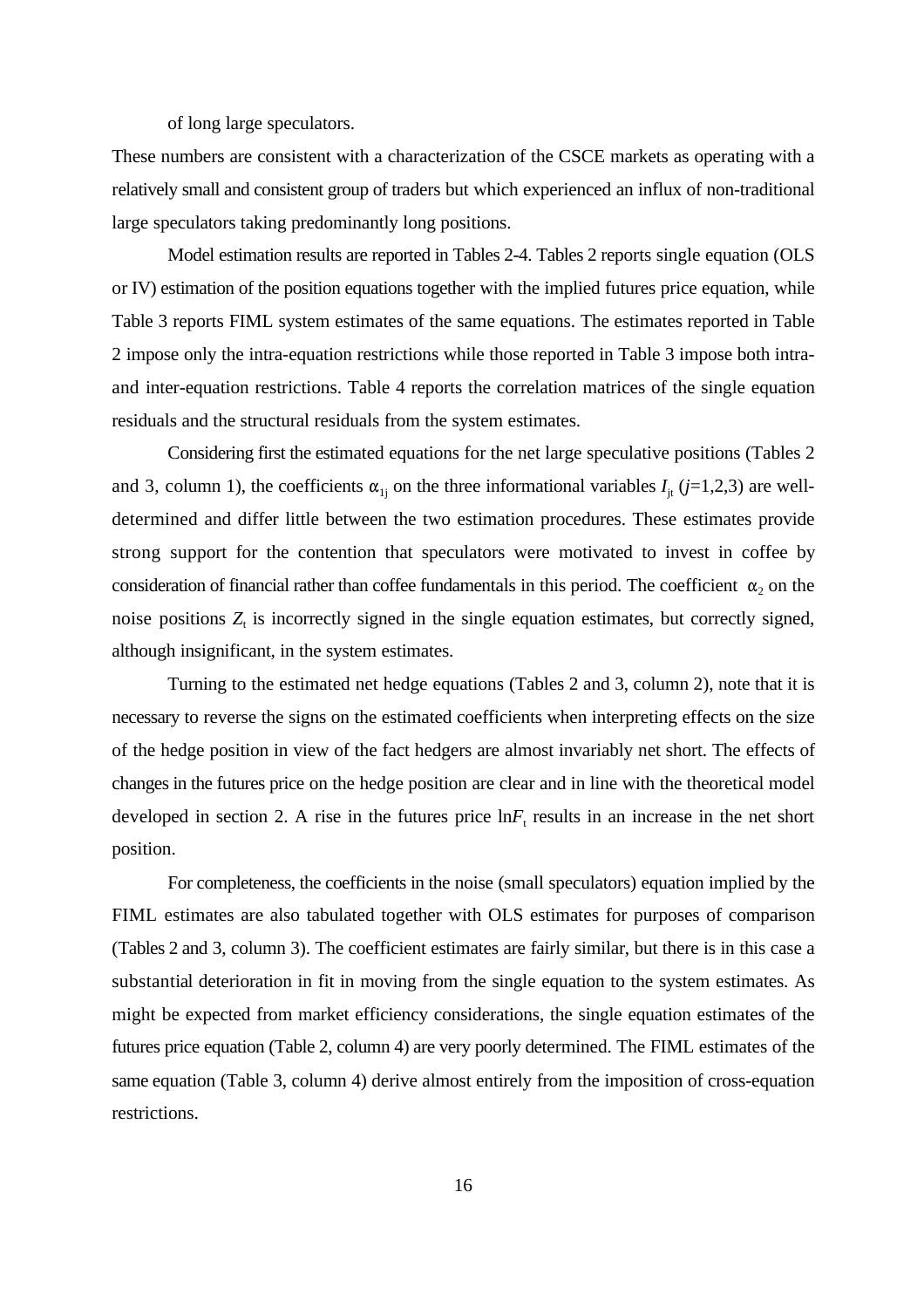of long large speculators.

These numbers are consistent with a characterization of the CSCE markets as operating with a relatively small and consistent group of traders but which experienced an influx of non-traditional large speculators taking predominantly long positions.

Model estimation results are reported in Tables 2-4. Tables 2 reports single equation (OLS or IV) estimation of the position equations together with the implied futures price equation, while Table 3 reports FIML system estimates of the same equations. The estimates reported in Table 2 impose only the intra-equation restrictions while those reported in Table 3 impose both intra- and inter-equation restrictions. Table 4 reports the correlation matrices of the single equation residuals and the structural residuals from the system estimates.

Considering first the estimated equations for the net large speculative positions (Tables 2 and 3, column 1), the coefficients $\alpha_{1j}$ on the three informational variables $I_{jt}$ ($j$=1,2,3) are well-determined and differ little between the two estimation procedures. These estimates provide strong support for the contention that speculators were motivated to invest in coffee by consideration of financial rather than coffee fundamentals in this period. The coefficient $\alpha_2$ on the noise positions $Z_t$ is incorrectly signed in the single equation estimates, but correctly signed, although insignificant, in the system estimates.

Turning to the estimated net hedge equations (Tables 2 and 3, column 2), note that it is necessary to reverse the signs on the estimated coefficients when interpreting effects on the size of the hedge position in view of the fact hedgers are almost invariably net short. The effects of changes in the futures price on the hedge position are clear and in line with the theoretical model developed in section 2. A rise in the futures price $\ln F_t$ results in an increase in the net short position.

For completeness, the coefficients in the noise (small speculators) equation implied by the FIML estimates are also tabulated together with OLS estimates for purposes of comparison (Tables 2 and 3, column 3). The coefficient estimates are fairly similar, but there is in this case a substantial deterioration in fit in moving from the single equation to the system estimates. As might be expected from market efficiency considerations, the single equation estimates of the futures price equation (Table 2, column 4) are very poorly determined. The FIML estimates of the same equation (Table 3, column 4) derive almost entirely from the imposition of cross-equation restrictions.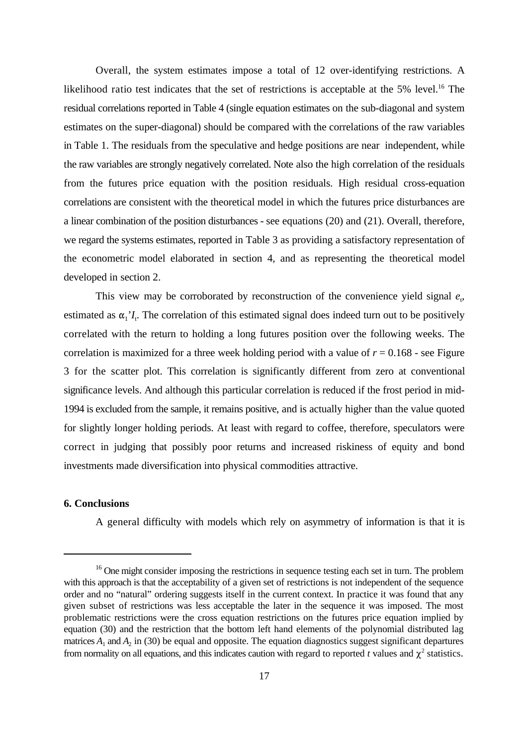Overall, the system estimates impose a total of 12 over-identifying restrictions. A likelihood ratio test indicates that the set of restrictions is acceptable at the 5% level.[16] The residual correlations reported in Table 4 (single equation estimates on the sub-diagonal and system estimates on the super-diagonal) should be compared with the correlations of the raw variables in Table 1. The residuals from the speculative and hedge positions are near independent, while the raw variables are strongly negatively correlated. Note also the high correlation of the residuals from the futures price equation with the position residuals. High residual cross-equation correlations are consistent with the theoretical model in which the futures price disturbances are a linear combination of the position disturbances - see equations (20) and (21). Overall, therefore, we regard the systems estimates, reported in Table 3 as providing a satisfactory representation of the econometric model elaborated in section 4, and as representing the theoretical model developed in section 2.

This view may be corroborated by reconstruction of the convenience yield signal $e_t$, estimated as $\alpha_1' I_t$. The correlation of this estimated signal does indeed turn out to be positively correlated with the return to holding a long futures position over the following weeks. The correlation is maximized for a three week holding period with a value of $r = 0.168$ - see Figure 3 for the scatter plot. This correlation is significantly different from zero at conventional significance levels. And although this particular correlation is reduced if the frost period in mid-1994 is excluded from the sample, it remains positive, and is actually higher than the value quoted for slightly longer holding periods. At least with regard to coffee, therefore, speculators were correct in judging that possibly poor returns and increased riskiness of equity and bond investments made diversification into physical commodities attractive.

## 6. Conclusions

A general difficulty with models which rely on asymmetry of information is that it is

---

[16] One might consider imposing the restrictions in sequence testing each set in turn. The problem with this approach is that the acceptability of a given set of restrictions is not independent of the sequence order and no "natural" ordering suggests itself in the current context. In practice it was found that any given subset of restrictions was less acceptable the later in the sequence it was imposed. The most problematic restrictions were the cross equation restrictions on the futures price equation implied by equation (30) and the restriction that the bottom left hand elements of the polynomial distributed lag matrices $A_1$ and $A_2$ in (30) be equal and opposite. The equation diagnostics suggest significant departures from normality on all equations, and this indicates caution with regard to reported $t$ values and $\chi^2$ statistics.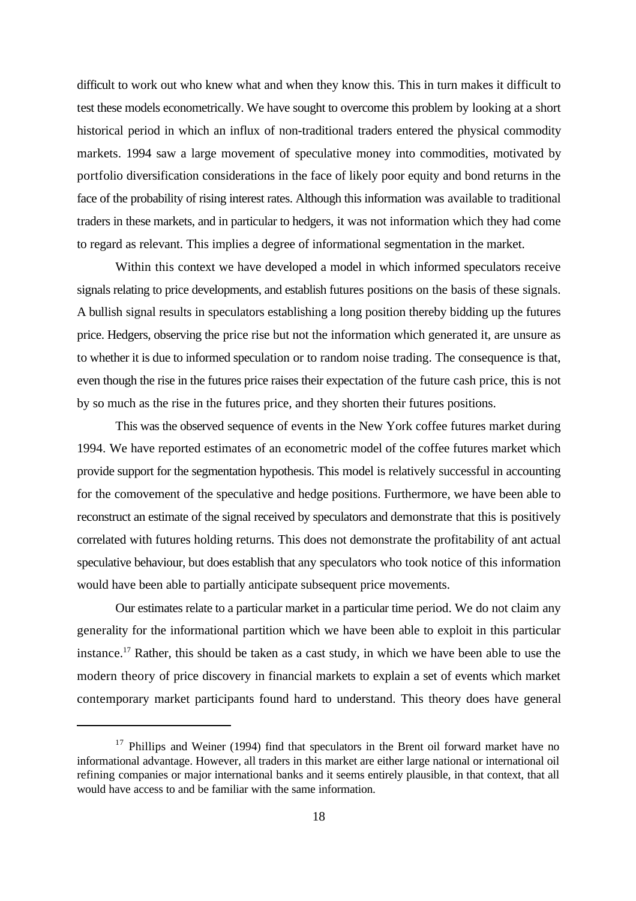difficult to work out who knew what and when they know this. This in turn makes it difficult to test these models econometrically. We have sought to overcome this problem by looking at a short historical period in which an influx of non-traditional traders entered the physical commodity markets. 1994 saw a large movement of speculative money into commodities, motivated by portfolio diversification considerations in the face of likely poor equity and bond returns in the face of the probability of rising interest rates. Although this information was available to traditional traders in these markets, and in particular to hedgers, it was not information which they had come to regard as relevant. This implies a degree of informational segmentation in the market.

Within this context we have developed a model in which informed speculators receive signals relating to price developments, and establish futures positions on the basis of these signals. A bullish signal results in speculators establishing a long position thereby bidding up the futures price. Hedgers, observing the price rise but not the information which generated it, are unsure as to whether it is due to informed speculation or to random noise trading. The consequence is that, even though the rise in the futures price raises their expectation of the future cash price, this is not by so much as the rise in the futures price, and they shorten their futures positions.

This was the observed sequence of events in the New York coffee futures market during 1994. We have reported estimates of an econometric model of the coffee futures market which provide support for the segmentation hypothesis. This model is relatively successful in accounting for the comovement of the speculative and hedge positions. Furthermore, we have been able to reconstruct an estimate of the signal received by speculators and demonstrate that this is positively correlated with futures holding returns. This does not demonstrate the profitability of ant actual speculative behaviour, but does establish that any speculators who took notice of this information would have been able to partially anticipate subsequent price movements.

Our estimates relate to a particular market in a particular time period. We do not claim any generality for the informational partition which we have been able to exploit in this particular instance.[17] Rather, this should be taken as a cast study, in which we have been able to use the modern theory of price discovery in financial markets to explain a set of events which market contemporary market participants found hard to understand. This theory does have general

[17] Phillips and Weiner (1994) find that speculators in the Brent oil forward market have no informational advantage. However, all traders in this market are either large national or international oil refining companies or major international banks and it seems entirely plausible, in that context, that all would have access to and be familiar with the same information.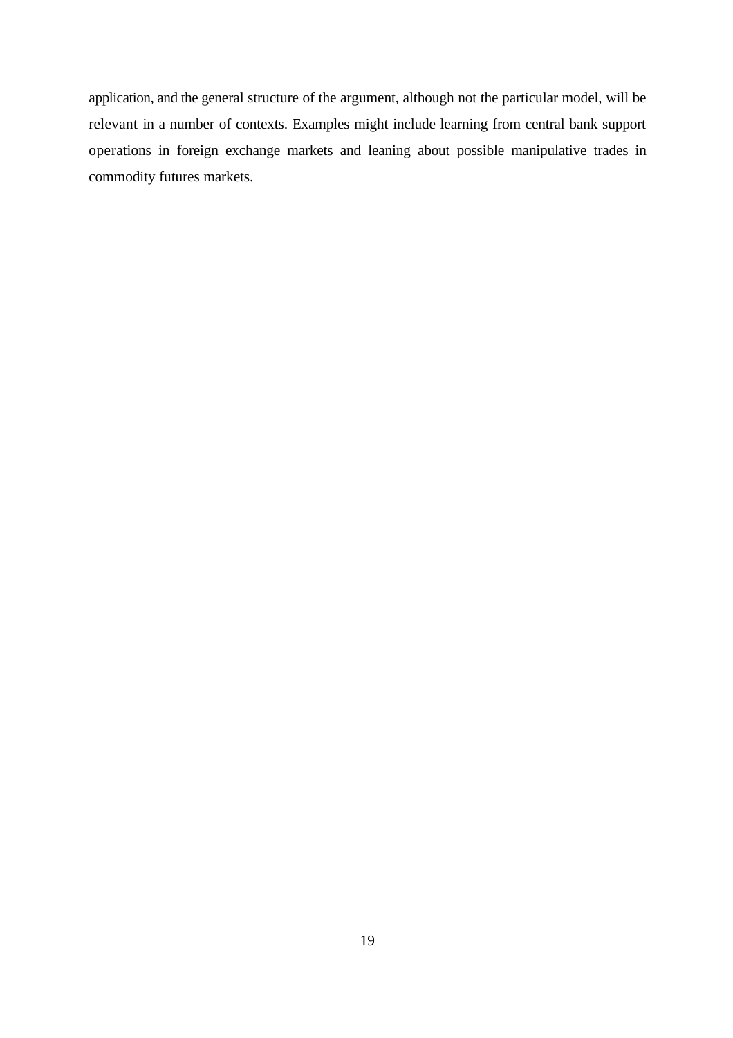application, and the general structure of the argument, although not the particular model, will be relevant in a number of contexts. Examples might include learning from central bank support operations in foreign exchange markets and leaning about possible manipulative trades in commodity futures markets.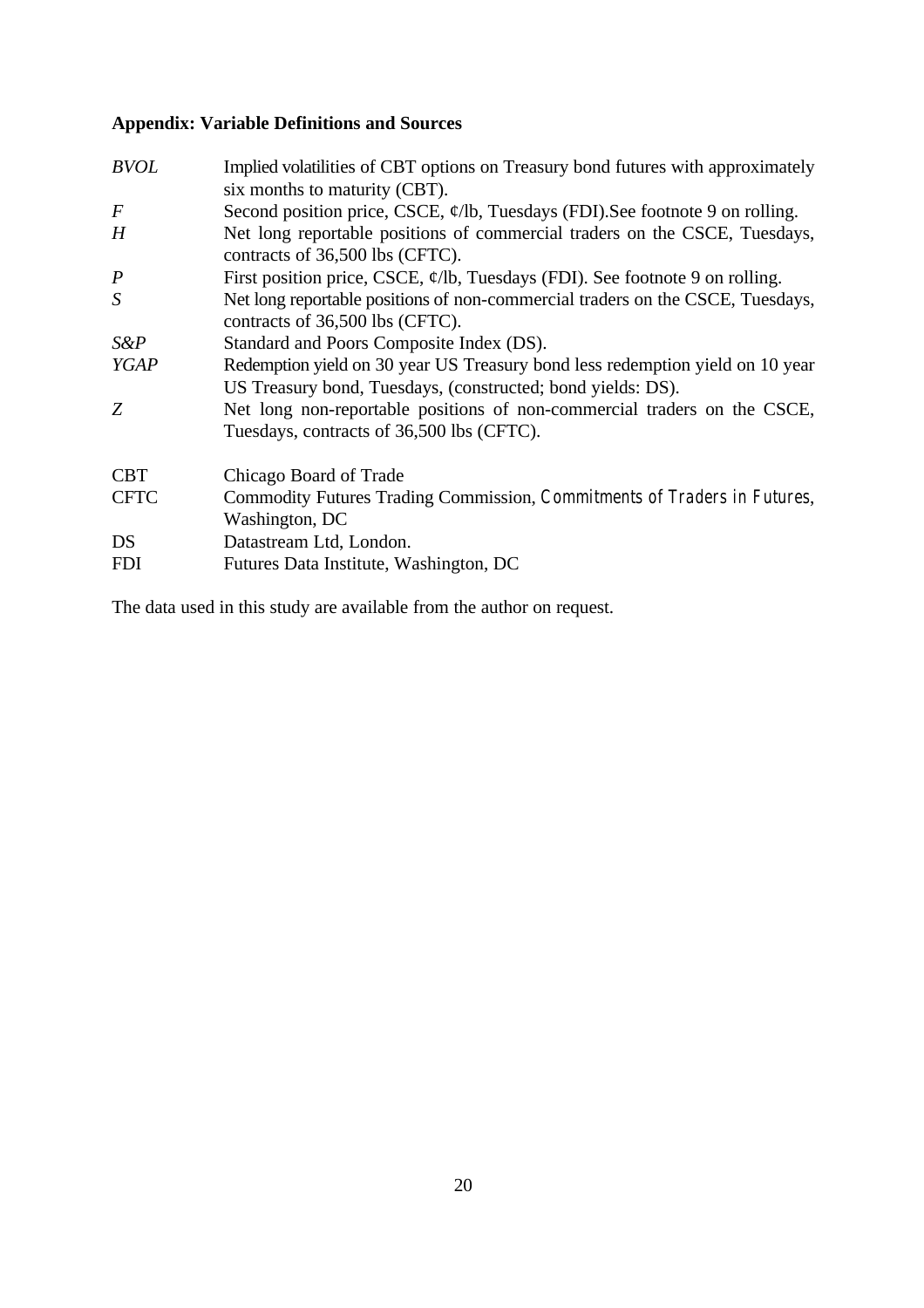**Appendix: Variable Definitions and Sources**

| | |
|---|---|
| *BVOL* | Implied volatilities of CBT options on Treasury bond futures with approximately six months to maturity (CBT). |
| *F* | Second position price, CSCE, ¢/lb, Tuesdays (FDI).See footnote 9 on rolling. |
| *H* | Net long reportable positions of commercial traders on the CSCE, Tuesdays, contracts of 36,500 lbs (CFTC). |
| *P* | First position price, CSCE, ¢/lb, Tuesdays (FDI). See footnote 9 on rolling. |
| *S* | Net long reportable positions of non-commercial traders on the CSCE, Tuesdays, contracts of 36,500 lbs (CFTC). |
| *S&P* | Standard and Poors Composite Index (DS). |
| *YGAP* | Redemption yield on 30 year US Treasury bond less redemption yield on 10 year US Treasury bond, Tuesdays, (constructed; bond yields: DS). |
| *Z* | Net long non-reportable positions of non-commercial traders on the CSCE, Tuesdays, contracts of 36,500 lbs (CFTC). |

| | |
|---|---|
| CBT | Chicago Board of Trade |
| CFTC | Commodity Futures Trading Commission, *Commitments of Traders in Futures*, Washington, DC |
| DS | Datastream Ltd, London. |
| FDI | Futures Data Institute, Washington, DC |

The data used in this study are available from the author on request.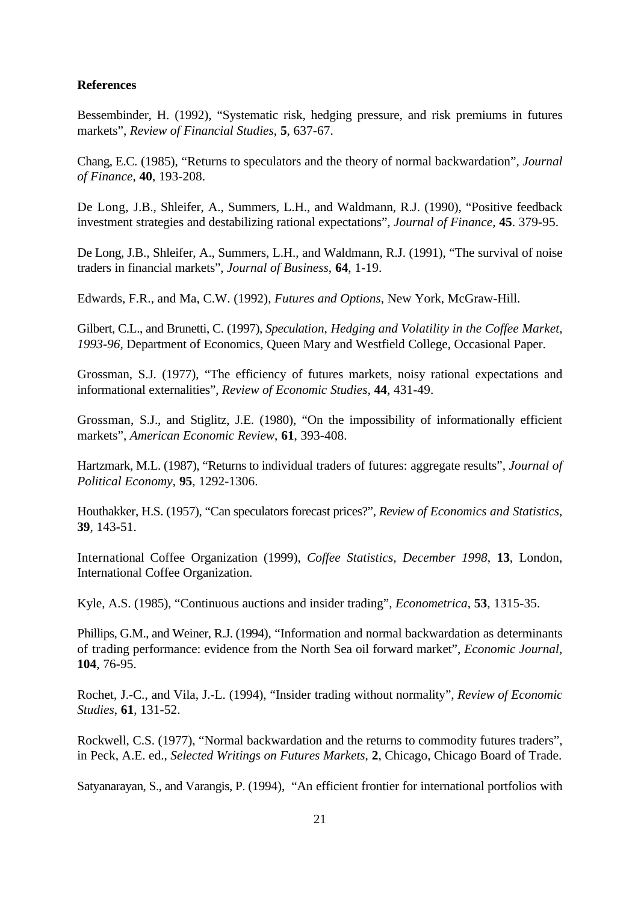**References**

Bessembinder, H. (1992), "Systematic risk, hedging pressure, and risk premiums in futures markets", *Review of Financial Studies*, **5**, 637-67.

Chang, E.C. (1985), "Returns to speculators and the theory of normal backwardation", *Journal of Finance*, **40**, 193-208.

De Long, J.B., Shleifer, A., Summers, L.H., and Waldmann, R.J. (1990), "Positive feedback investment strategies and destabilizing rational expectations", *Journal of Finance*, **45**. 379-95.

De Long, J.B., Shleifer, A., Summers, L.H., and Waldmann, R.J. (1991), "The survival of noise traders in financial markets", *Journal of Business*, **64**, 1-19.

Edwards, F.R., and Ma, C.W. (1992), *Futures and Options*, New York, McGraw-Hill.

Gilbert, C.L., and Brunetti, C. (1997), *Speculation, Hedging and Volatility in the Coffee Market, 1993-96*, Department of Economics, Queen Mary and Westfield College, Occasional Paper.

Grossman, S.J. (1977), "The efficiency of futures markets, noisy rational expectations and informational externalities", *Review of Economic Studies*, **44**, 431-49.

Grossman, S.J., and Stiglitz, J.E. (1980), "On the impossibility of informationally efficient markets", *American Economic Review*, **61**, 393-408.

Hartzmark, M.L. (1987), "Returns to individual traders of futures: aggregate results", *Journal of Political Economy*, **95**, 1292-1306.

Houthakker, H.S. (1957), "Can speculators forecast prices?", *Review of Economics and Statistics*, **39**, 143-51.

International Coffee Organization (1999), *Coffee Statistics, December 1998*, **13**, London, International Coffee Organization.

Kyle, A.S. (1985), "Continuous auctions and insider trading", *Econometrica*, **53**, 1315-35.

Phillips, G.M., and Weiner, R.J. (1994), "Information and normal backwardation as determinants of trading performance: evidence from the North Sea oil forward market", *Economic Journal*, **104**, 76-95.

Rochet, J.-C., and Vila, J.-L. (1994), "Insider trading without normality", *Review of Economic Studies*, **61**, 131-52.

Rockwell, C.S. (1977), "Normal backwardation and the returns to commodity futures traders", in Peck, A.E. ed., *Selected Writings on Futures Markets*, **2**, Chicago, Chicago Board of Trade.

Satyanarayan, S., and Varangis, P. (1994), "An efficient frontier for international portfolios with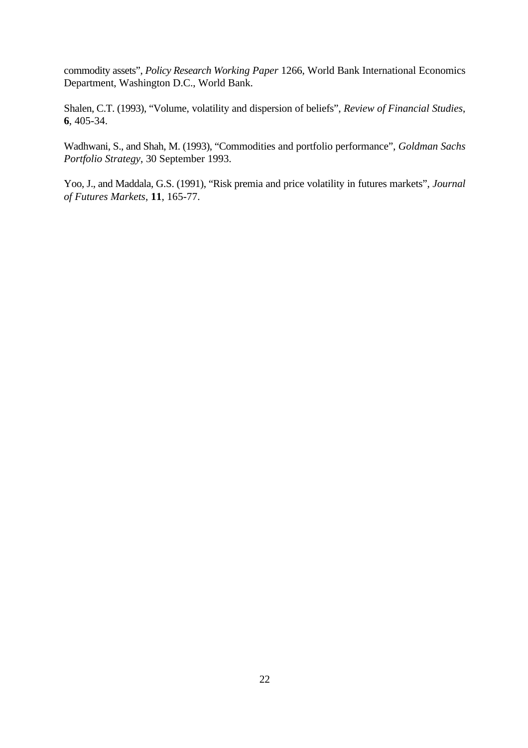commodity assets", *Policy Research Working Paper* 1266, World Bank International Economics Department, Washington D.C., World Bank.

Shalen, C.T. (1993), "Volume, volatility and dispersion of beliefs", *Review of Financial Studies*, **6**, 405-34.

Wadhwani, S., and Shah, M. (1993), "Commodities and portfolio performance", *Goldman Sachs Portfolio Strategy*, 30 September 1993.

Yoo, J., and Maddala, G.S. (1991), "Risk premia and price volatility in futures markets", *Journal of Futures Markets*, **11**, 165-77.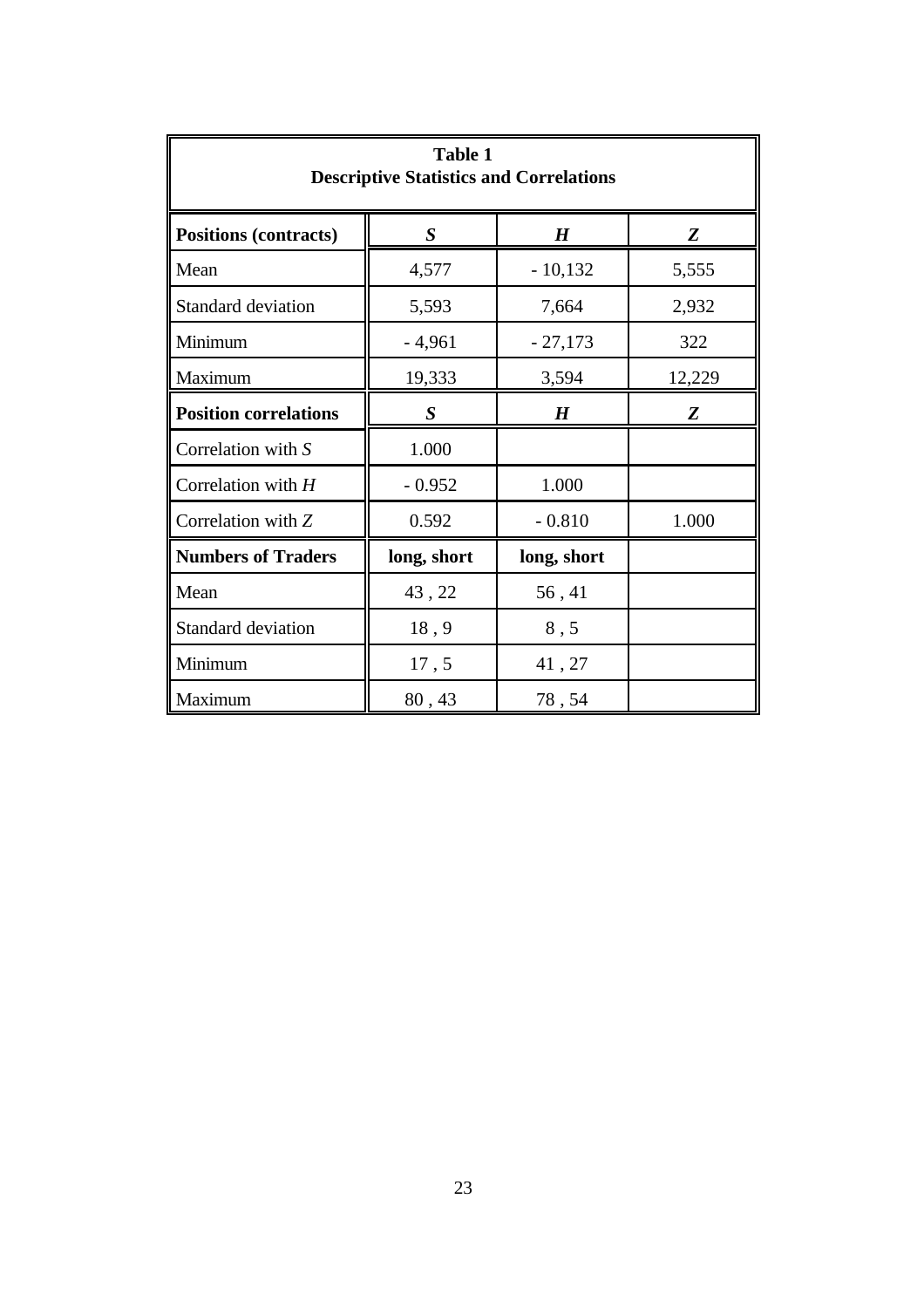**Table 1**
**Descriptive Statistics and Correlations**

| **Positions (contracts)** | ***S*** | ***H*** | ***Z*** |
|---|---|---|---|
| Mean | 4,577 | - 10,132 | 5,555 |
| Standard deviation | 5,593 | 7,664 | 2,932 |
| Minimum | - 4,961 | - 27,173 | 322 |
| Maximum | 19,333 | 3,594 | 12,229 |
| **Position correlations** | ***S*** | ***H*** | ***Z*** |
| Correlation with $S$ | 1.000 | | |
| Correlation with $H$ | - 0.952 | 1.000 | |
| Correlation with $Z$ | 0.592 | - 0.810 | 1.000 |
| **Numbers of Traders** | **long, short** | **long, short** | |
| Mean | 43 , 22 | 56 , 41 | |
| Standard deviation | 18 , 9 | 8 , 5 | |
| Minimum | 17 , 5 | 41 , 27 | |
| Maximum | 80 , 43 | 78 , 54 | |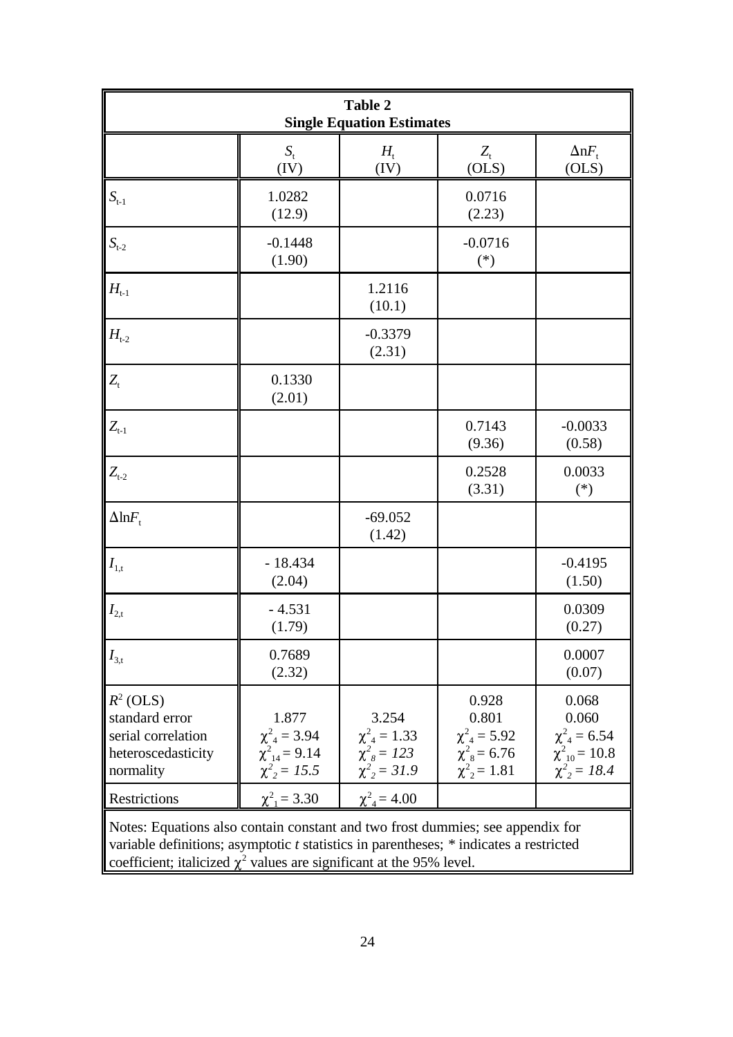**Table 2**
**Single Equation Estimates**

| | $S_t$ (IV) | $H_t$ (IV) | $Z_t$ (OLS) | $\Delta nF_t$ (OLS) |
|---|---|---|---|---|
| $S_{t-1}$ | 1.0282 (12.9) | | 0.0716 (2.23) | |
| $S_{t-2}$ | -0.1448 (1.90) | | -0.0716 (*) | |
| $H_{t-1}$ | | 1.2116 (10.1) | | |
| $H_{t-2}$ | | -0.3379 (2.31) | | |
| $Z_t$ | 0.1330 (2.01) | | | |
| $Z_{t-1}$ | | | 0.7143 (9.36) | -0.0033 (0.58) |
| $Z_{t-2}$ | | | 0.2528 (3.31) | 0.0033 (*) |
| $\Delta \ln F_t$ | | -69.052 (1.42) | | |
| $I_{1,t}$ | - 18.434 (2.04) | | | -0.4195 (1.50) |
| $I_{2,t}$ | - 4.531 (1.79) | | | 0.0309 (0.27) |
| $I_{3,t}$ | 0.7689 (2.32) | | | 0.0007 (0.07) |
| $R^2$ (OLS) | | | 0.928 | 0.068 |
| standard error | 1.877 | 3.254 | 0.801 | 0.060 |
| serial correlation | $\chi^2_4 = 3.94$ | $\chi^2_4 = 1.33$ | $\chi^2_4 = 5.92$ | $\chi^2_4 = 6.54$ |
| heteroscedasticity | $\chi^2_{14} = 9.14$ | *$\chi^2_8 = 123$* | $\chi^2_8 = 6.76$ | $\chi^2_{10} = 10.8$ |
| normality | *$\chi^2_2 = 15.5$* | *$\chi^2_2 = 31.9$* | $\chi^2_2 = 1.81$ | *$\chi^2_2 = 18.4$* |
| Restrictions | $\chi^2_1 = 3.30$ | $\chi^2_4 = 4.00$ | | |

Notes: Equations also contain constant and two frost dummies; see appendix for variable definitions; asymptotic *t* statistics in parentheses; * indicates a restricted coefficient; italicized $\chi^2$ values are significant at the 95% level.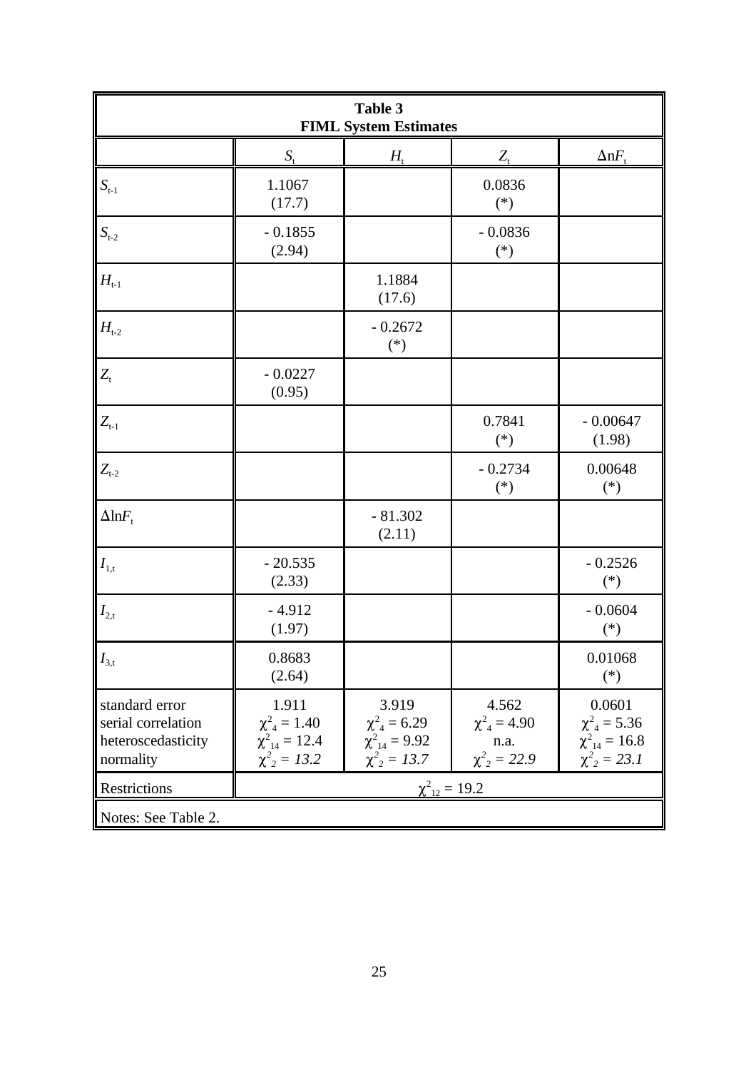**Table 3**
**FIML System Estimates**

| | $S_t$ | $H_t$ | $Z_t$ | $\Delta nF_t$ |
|---|---|---|---|---|
| $S_{t-1}$ | 1.1067<br>(17.7) | | 0.0836<br>(*) | |
| $S_{t-2}$ | - 0.1855<br>(2.94) | | - 0.0836<br>(*) | |
| $H_{t-1}$ | | 1.1884<br>(17.6) | | |
| $H_{t-2}$ | | - 0.2672<br>(*) | | |
| $Z_t$ | - 0.0227<br>(0.95) | | | |
| $Z_{t-1}$ | | | 0.7841<br>(*) | - 0.00647<br>(1.98) |
| $Z_{t-2}$ | | | - 0.2734<br>(*) | 0.00648<br>(*) |
| $\Delta \ln F_t$ | | - 81.302<br>(2.11) | | |
| $I_{1,t}$ | - 20.535<br>(2.33) | | | - 0.2526<br>(*) |
| $I_{2,t}$ | - 4.912<br>(1.97) | | | - 0.0604<br>(*) |
| $I_{3,t}$ | 0.8683<br>(2.64) | | | 0.01068<br>(*) |
| standard error<br>serial correlation<br>heteroscedasticity<br>normality | 1.911<br>$\chi^2_4 = 1.40$<br>$\chi^2_{14} = 12.4$<br>$\chi^2_2 = 13.2$ | 3.919<br>$\chi^2_4 = 6.29$<br>$\chi^2_{14} = 9.92$<br>$\chi^2_2 = 13.7$ | 4.562<br>$\chi^2_4 = 4.90$<br>n.a.<br>$\chi^2_2 = 22.9$ | 0.0601<br>$\chi^2_4 = 5.36$<br>$\chi^2_{14} = 16.8$<br>$\chi^2_2 = 23.1$ |
| Restrictions | $\chi^2_{12} = 19.2$ | | | |

Notes: See Table 2.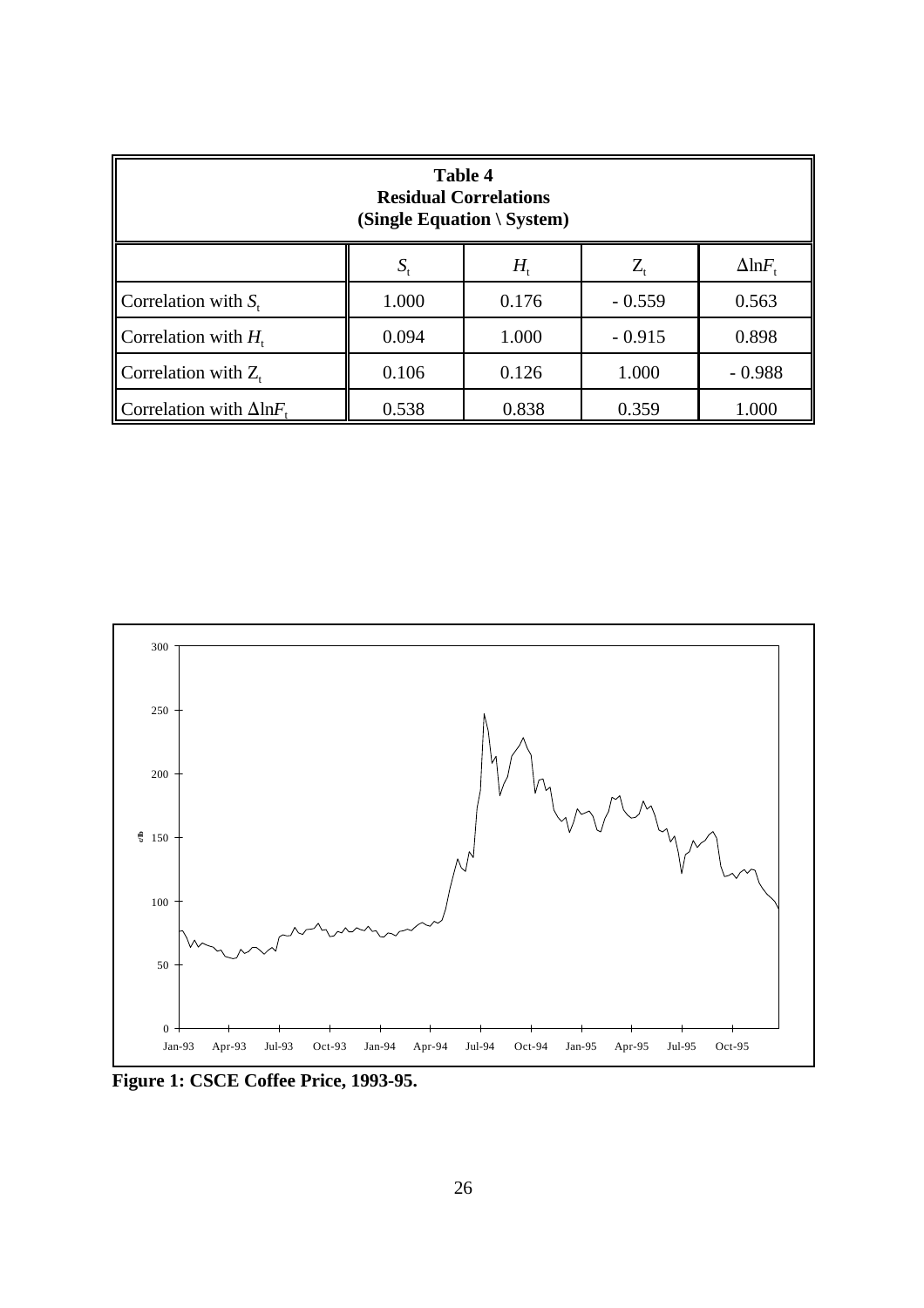**Table 4**
**Residual Correlations**
**(Single Equation \ System)**

| | $S_t$ | $H_t$ | $Z_t$ | $\Delta \ln F_t$ |
|---|---|---|---|---|
| Correlation with $S_t$ | 1.000 | 0.176 | - 0.559 | 0.563 |
| Correlation with $H_t$ | 0.094 | 1.000 | - 0.915 | 0.898 |
| Correlation with $Z_t$ | 0.106 | 0.126 | 1.000 | - 0.988 |
| Correlation with $\Delta \ln F_t$ | 0.538 | 0.838 | 0.359 | 1.000 |

**Figure 1: CSCE Coffee Price, 1993-95.**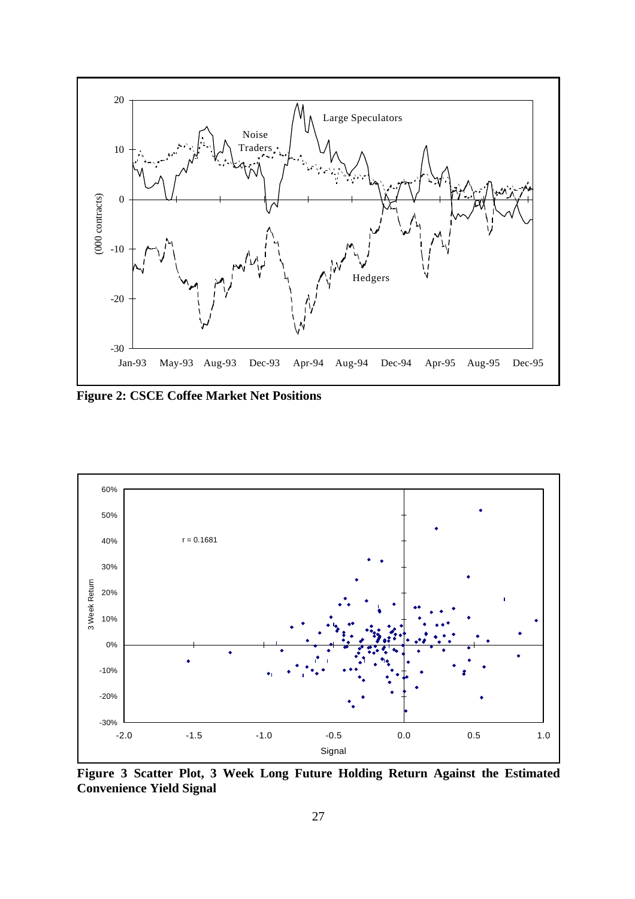20

Large Speculators

Noise

Traders

10

0

(000 contracts)

-10

Hedgers

-20

-30

Jan-93 May-93 Aug-93 Dec-93 Apr-94 Aug-94 Dec-94 Apr-95 Aug-95 Dec-95

**Figure 2: CSCE Coffee Market Net Positions**

60%

50%

40%

r = 0.1681

30%

20%

3 Week Return

10%

0%

-10%

-20%

-30%

-2.0 -1.5 -1.0 -0.5 0.0 0.5 1.0

Signal

**Figure 3 Scatter Plot, 3 Week Long Future Holding Return Against the Estimated Convenience Yield Signal**